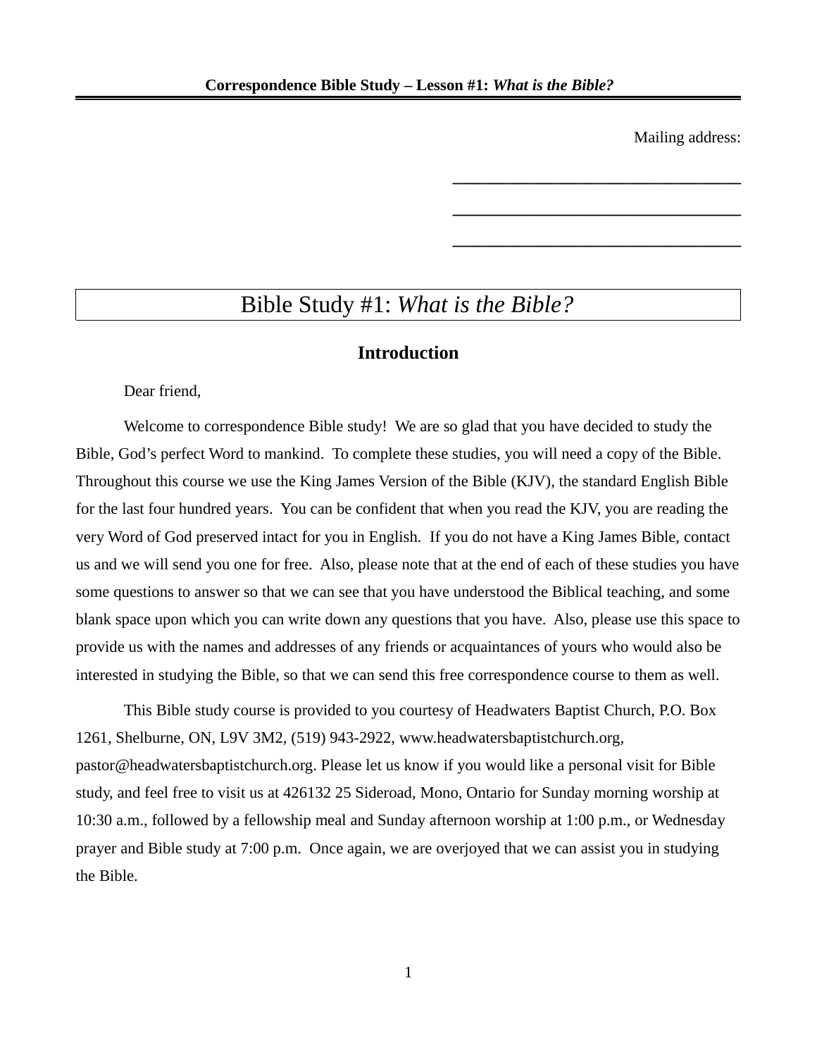Mailing address:

\_\_\_\_\_\_\_\_\_\_\_\_\_\_\_\_\_\_\_\_\_\_\_\_\_\_\_\_\_\_\_\_

\_\_\_\_\_\_\_\_\_\_\_\_\_\_\_\_\_\_\_\_\_\_\_\_\_\_\_\_\_\_\_\_

\_\_\_\_\_\_\_\_\_\_\_\_\_\_\_\_\_\_\_\_\_\_\_\_\_\_\_\_\_\_\_\_

# Bible Study #1: *What is the Bible?*

## Introduction

Dear friend,

Welcome to correspondence Bible study! We are so glad that you have decided to study the Bible, God's perfect Word to mankind. To complete these studies, you will need a copy of the Bible. Throughout this course we use the King James Version of the Bible (KJV), the standard English Bible for the last four hundred years. You can be confident that when you read the KJV, you are reading the very Word of God preserved intact for you in English. If you do not have a King James Bible, contact us and we will send you one for free. Also, please note that at the end of each of these studies you have some questions to answer so that we can see that you have understood the Biblical teaching, and some blank space upon which you can write down any questions that you have. Also, please use this space to provide us with the names and addresses of any friends or acquaintances of yours who would also be interested in studying the Bible, so that we can send this free correspondence course to them as well.

This Bible study course is provided to you courtesy of Headwaters Baptist Church, P.O. Box 1261, Shelburne, ON, L9V 3M2, (519) 943-2922, www.headwatersbaptistchurch.org, pastor@headwatersbaptistchurch.org. Please let us know if you would like a personal visit for Bible study, and feel free to visit us at 426132 25 Sideroad, Mono, Ontario for Sunday morning worship at 10:30 a.m., followed by a fellowship meal and Sunday afternoon worship at 1:00 p.m., or Wednesday prayer and Bible study at 7:00 p.m. Once again, we are overjoyed that we can assist you in studying the Bible.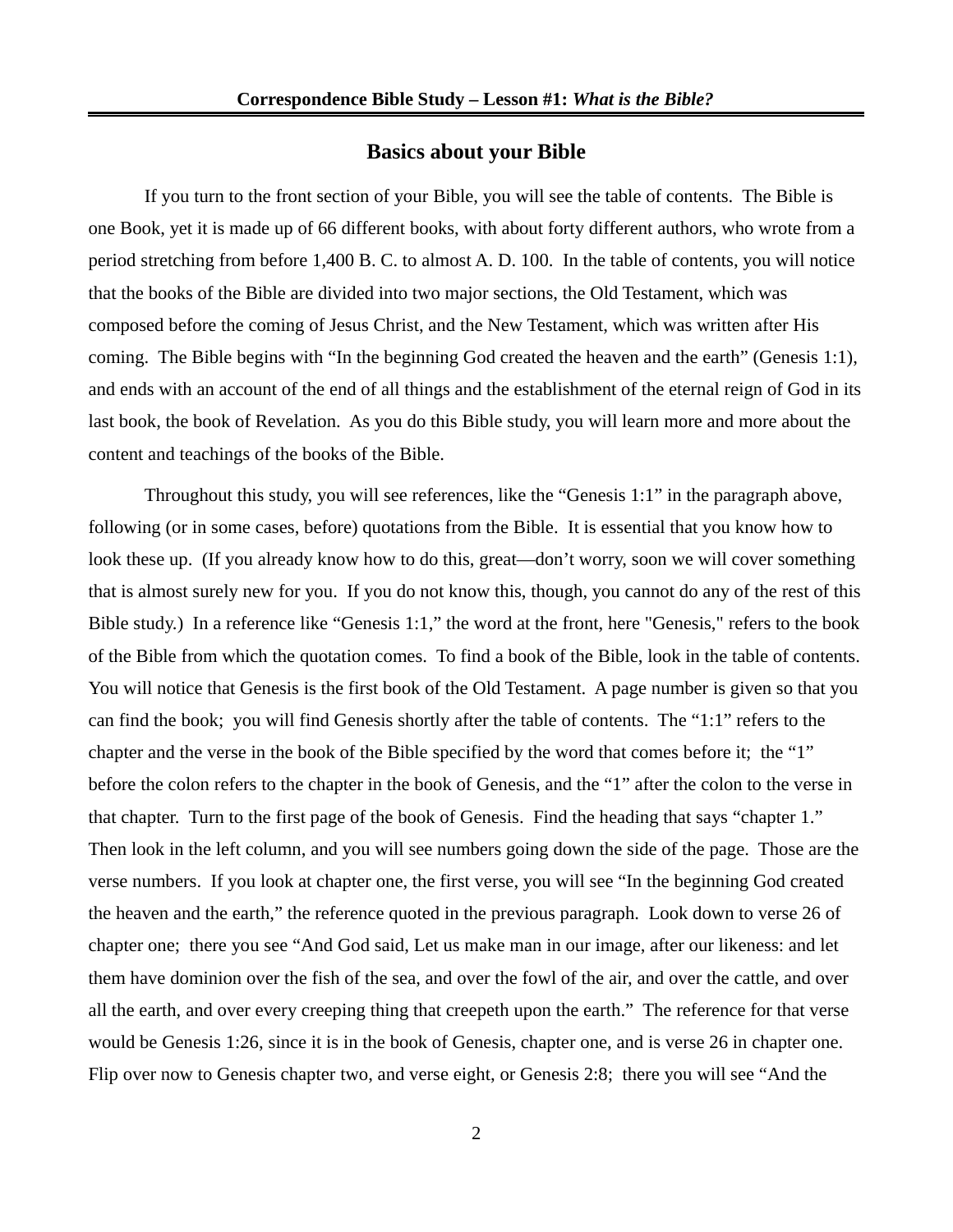## Basics about your Bible

If you turn to the front section of your Bible, you will see the table of contents. The Bible is one Book, yet it is made up of 66 different books, with about forty different authors, who wrote from a period stretching from before 1,400 B. C. to almost A. D. 100. In the table of contents, you will notice that the books of the Bible are divided into two major sections, the Old Testament, which was composed before the coming of Jesus Christ, and the New Testament, which was written after His coming. The Bible begins with "In the beginning God created the heaven and the earth" (Genesis 1:1), and ends with an account of the end of all things and the establishment of the eternal reign of God in its last book, the book of Revelation. As you do this Bible study, you will learn more and more about the content and teachings of the books of the Bible.

Throughout this study, you will see references, like the "Genesis 1:1" in the paragraph above, following (or in some cases, before) quotations from the Bible. It is essential that you know how to look these up. (If you already know how to do this, great—don't worry, soon we will cover something that is almost surely new for you. If you do not know this, though, you cannot do any of the rest of this Bible study.) In a reference like "Genesis 1:1," the word at the front, here "Genesis," refers to the book of the Bible from which the quotation comes. To find a book of the Bible, look in the table of contents. You will notice that Genesis is the first book of the Old Testament. A page number is given so that you can find the book; you will find Genesis shortly after the table of contents. The "1:1" refers to the chapter and the verse in the book of the Bible specified by the word that comes before it; the "1" before the colon refers to the chapter in the book of Genesis, and the "1" after the colon to the verse in that chapter. Turn to the first page of the book of Genesis. Find the heading that says "chapter 1." Then look in the left column, and you will see numbers going down the side of the page. Those are the verse numbers. If you look at chapter one, the first verse, you will see "In the beginning God created the heaven and the earth," the reference quoted in the previous paragraph. Look down to verse 26 of chapter one; there you see "And God said, Let us make man in our image, after our likeness: and let them have dominion over the fish of the sea, and over the fowl of the air, and over the cattle, and over all the earth, and over every creeping thing that creepeth upon the earth." The reference for that verse would be Genesis 1:26, since it is in the book of Genesis, chapter one, and is verse 26 in chapter one. Flip over now to Genesis chapter two, and verse eight, or Genesis 2:8; there you will see "And the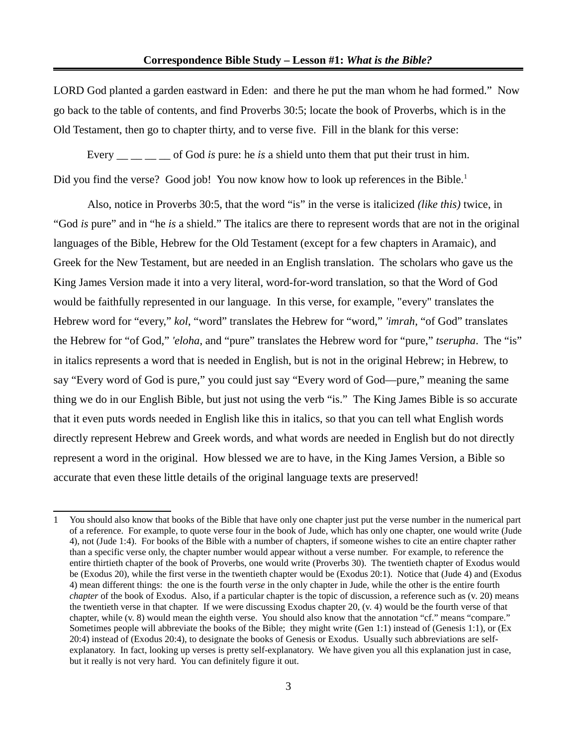LORD God planted a garden eastward in Eden: and there he put the man whom he had formed." Now go back to the table of contents, and find Proverbs 30:5; locate the book of Proverbs, which is in the Old Testament, then go to chapter thirty, and to verse five. Fill in the blank for this verse:

Every __ __ __ __ of God *is* pure: he *is* a shield unto them that put their trust in him.

Did you find the verse? Good job! You now know how to look up references in the Bible.[1]

Also, notice in Proverbs 30:5, that the word "is" in the verse is italicized *(like this)* twice, in "God *is* pure" and in "he *is* a shield." The italics are there to represent words that are not in the original languages of the Bible, Hebrew for the Old Testament (except for a few chapters in Aramaic), and Greek for the New Testament, but are needed in an English translation. The scholars who gave us the King James Version made it into a very literal, word-for-word translation, so that the Word of God would be faithfully represented in our language. In this verse, for example, "every" translates the Hebrew word for "every," *kol*, "word" translates the Hebrew for "word," *'imrah*, "of God" translates the Hebrew for "of God," *'eloha*, and "pure" translates the Hebrew word for "pure," *tserupha*. The "is" in italics represents a word that is needed in English, but is not in the original Hebrew; in Hebrew, to say "Every word of God is pure," you could just say "Every word of God—pure," meaning the same thing we do in our English Bible, but just not using the verb "is." The King James Bible is so accurate that it even puts words needed in English like this in italics, so that you can tell what English words directly represent Hebrew and Greek words, and what words are needed in English but do not directly represent a word in the original. How blessed we are to have, in the King James Version, a Bible so accurate that even these little details of the original language texts are preserved!

---

1 You should also know that books of the Bible that have only one chapter just put the verse number in the numerical part of a reference. For example, to quote verse four in the book of Jude, which has only one chapter, one would write (Jude 4), not (Jude 1:4). For books of the Bible with a number of chapters, if someone wishes to cite an entire chapter rather than a specific verse only, the chapter number would appear without a verse number. For example, to reference the entire thirtieth chapter of the book of Proverbs, one would write (Proverbs 30). The twentieth chapter of Exodus would be (Exodus 20), while the first verse in the twentieth chapter would be (Exodus 20:1). Notice that (Jude 4) and (Exodus 4) mean different things: the one is the fourth *verse* in the only chapter in Jude, while the other is the entire fourth *chapter* of the book of Exodus. Also, if a particular chapter is the topic of discussion, a reference such as (v. 20) means the twentieth verse in that chapter. If we were discussing Exodus chapter 20, (v. 4) would be the fourth verse of that chapter, while (v. 8) would mean the eighth verse. You should also know that the annotation "cf." means "compare." Sometimes people will abbreviate the books of the Bible; they might write (Gen 1:1) instead of (Genesis 1:1), or (Ex 20:4) instead of (Exodus 20:4), to designate the books of Genesis or Exodus. Usually such abbreviations are self-explanatory. In fact, looking up verses is pretty self-explanatory. We have given you all this explanation just in case, but it really is not very hard. You can definitely figure it out.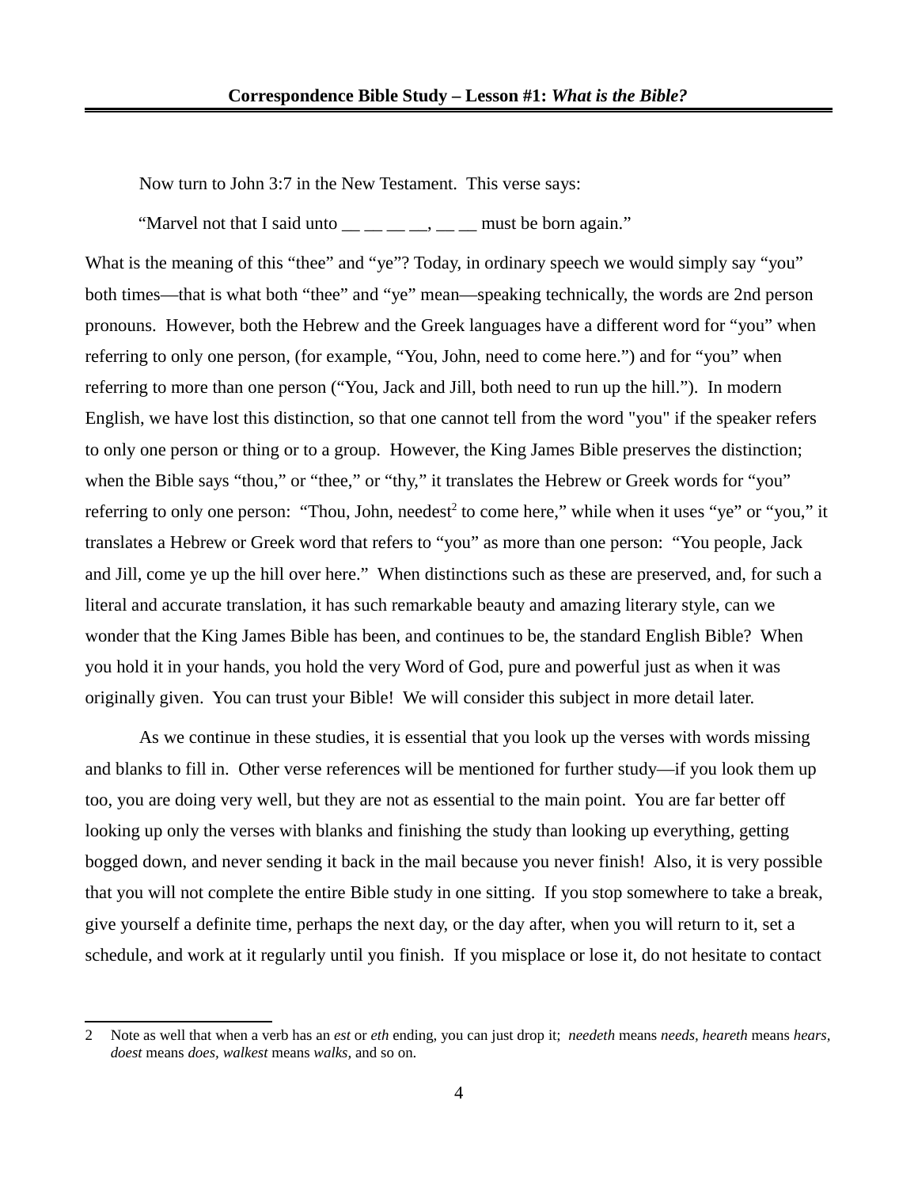Now turn to John 3:7 in the New Testament. This verse says:

"Marvel not that I said unto __ __ __ __, __ __ must be born again."

What is the meaning of this "thee" and "ye"? Today, in ordinary speech we would simply say "you" both times—that is what both "thee" and "ye" mean—speaking technically, the words are 2nd person pronouns. However, both the Hebrew and the Greek languages have a different word for "you" when referring to only one person, (for example, "You, John, need to come here.") and for "you" when referring to more than one person ("You, Jack and Jill, both need to run up the hill."). In modern English, we have lost this distinction, so that one cannot tell from the word "you" if the speaker refers to only one person or thing or to a group. However, the King James Bible preserves the distinction; when the Bible says "thou," or "thee," or "thy," it translates the Hebrew or Greek words for "you" referring to only one person: "Thou, John, needest[2] to come here," while when it uses "ye" or "you," it translates a Hebrew or Greek word that refers to "you" as more than one person: "You people, Jack and Jill, come ye up the hill over here." When distinctions such as these are preserved, and, for such a literal and accurate translation, it has such remarkable beauty and amazing literary style, can we wonder that the King James Bible has been, and continues to be, the standard English Bible? When you hold it in your hands, you hold the very Word of God, pure and powerful just as when it was originally given. You can trust your Bible! We will consider this subject in more detail later.

As we continue in these studies, it is essential that you look up the verses with words missing and blanks to fill in. Other verse references will be mentioned for further study—if you look them up too, you are doing very well, but they are not as essential to the main point. You are far better off looking up only the verses with blanks and finishing the study than looking up everything, getting bogged down, and never sending it back in the mail because you never finish! Also, it is very possible that you will not complete the entire Bible study in one sitting. If you stop somewhere to take a break, give yourself a definite time, perhaps the next day, or the day after, when you will return to it, set a schedule, and work at it regularly until you finish. If you misplace or lose it, do not hesitate to contact

---

2 Note as well that when a verb has an *est* or *eth* ending, you can just drop it; *needeth* means *needs, heareth* means *hears, doest* means *does, walkest* means *walks,* and so on.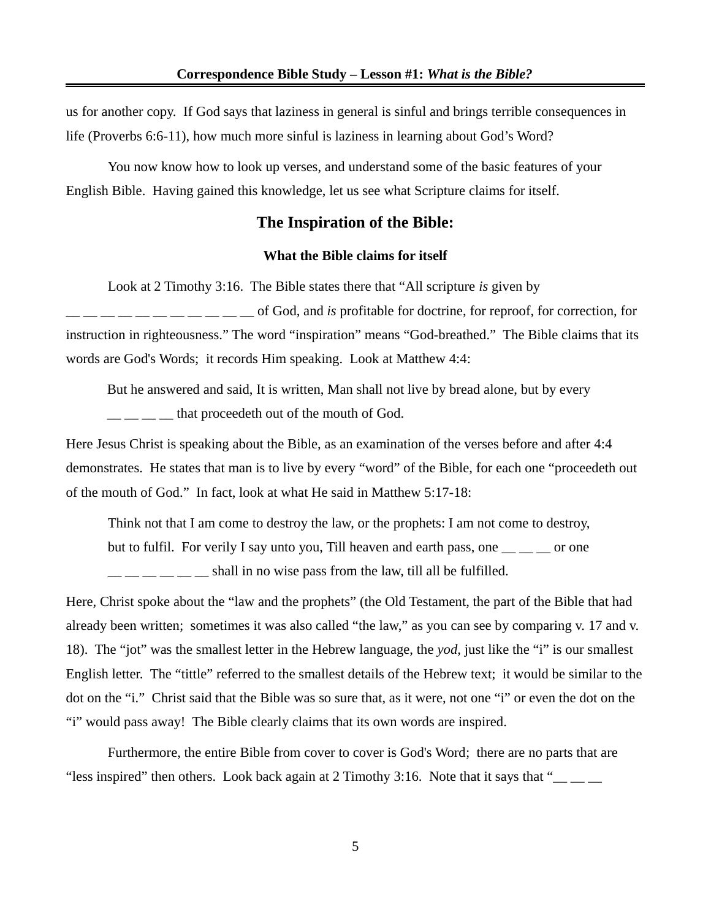us for another copy. If God says that laziness in general is sinful and brings terrible consequences in life (Proverbs 6:6-11), how much more sinful is laziness in learning about God's Word?

You now know how to look up verses, and understand some of the basic features of your English Bible. Having gained this knowledge, let us see what Scripture claims for itself.

## The Inspiration of the Bible:

### What the Bible claims for itself

Look at 2 Timothy 3:16. The Bible states there that "All scripture *is* given by __ __ __ __ __ __ __ __ __ __ __ of God, and *is* profitable for doctrine, for reproof, for correction, for instruction in righteousness." The word "inspiration" means "God-breathed." The Bible claims that its words are God's Words; it records Him speaking. Look at Matthew 4:4:

> But he answered and said, It is written, Man shall not live by bread alone, but by every __ __ __ __ that proceedeth out of the mouth of God.

Here Jesus Christ is speaking about the Bible, as an examination of the verses before and after 4:4 demonstrates. He states that man is to live by every "word" of the Bible, for each one "proceedeth out of the mouth of God." In fact, look at what He said in Matthew 5:17-18:

> Think not that I am come to destroy the law, or the prophets: I am not come to destroy, but to fulfil. For verily I say unto you, Till heaven and earth pass, one __ __ __ or one __ __ __ __ __ __ shall in no wise pass from the law, till all be fulfilled.

Here, Christ spoke about the "law and the prophets" (the Old Testament, the part of the Bible that had already been written; sometimes it was also called "the law," as you can see by comparing v. 17 and v. 18). The "jot" was the smallest letter in the Hebrew language, the *yod*, just like the "i" is our smallest English letter. The "tittle" referred to the smallest details of the Hebrew text; it would be similar to the dot on the "i." Christ said that the Bible was so sure that, as it were, not one "i" or even the dot on the "i" would pass away! The Bible clearly claims that its own words are inspired.

Furthermore, the entire Bible from cover to cover is God's Word; there are no parts that are "less inspired" then others. Look back again at 2 Timothy 3:16. Note that it says that "__ __ __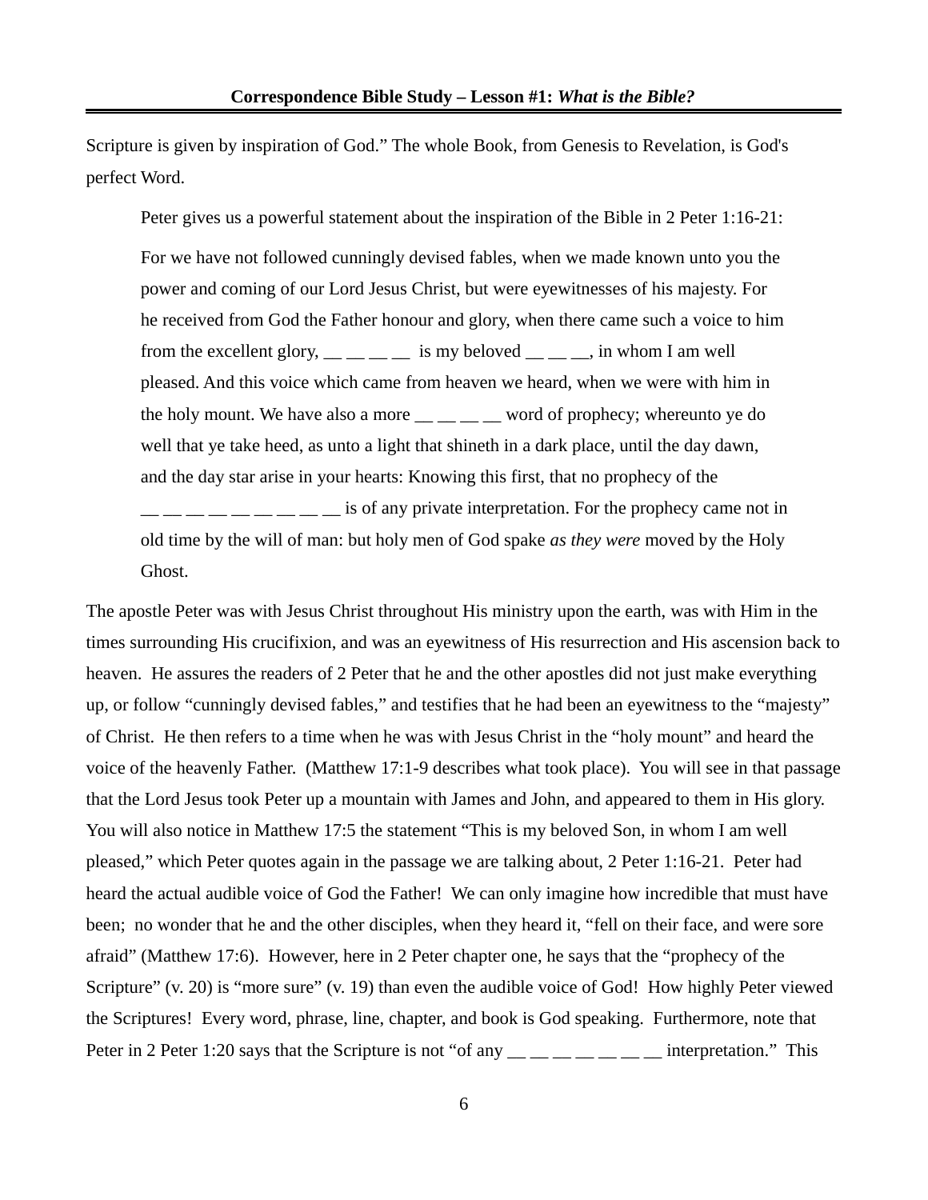Scripture is given by inspiration of God." The whole Book, from Genesis to Revelation, is God's perfect Word.

> Peter gives us a powerful statement about the inspiration of the Bible in 2 Peter 1:16-21:
>
> For we have not followed cunningly devised fables, when we made known unto you the power and coming of our Lord Jesus Christ, but were eyewitnesses of his majesty. For he received from God the Father honour and glory, when there came such a voice to him from the excellent glory, __ __ __ __ is my beloved __ __ __, in whom I am well pleased. And this voice which came from heaven we heard, when we were with him in the holy mount. We have also a more __ __ __ __ word of prophecy; whereunto ye do well that ye take heed, as unto a light that shineth in a dark place, until the day dawn, and the day star arise in your hearts: Knowing this first, that no prophecy of the __ __ __ __ __ __ __ __ __ is of any private interpretation. For the prophecy came not in old time by the will of man: but holy men of God spake *as they were* moved by the Holy Ghost.

The apostle Peter was with Jesus Christ throughout His ministry upon the earth, was with Him in the times surrounding His crucifixion, and was an eyewitness of His resurrection and His ascension back to heaven. He assures the readers of 2 Peter that he and the other apostles did not just make everything up, or follow "cunningly devised fables," and testifies that he had been an eyewitness to the "majesty" of Christ. He then refers to a time when he was with Jesus Christ in the "holy mount" and heard the voice of the heavenly Father. (Matthew 17:1-9 describes what took place). You will see in that passage that the Lord Jesus took Peter up a mountain with James and John, and appeared to them in His glory. You will also notice in Matthew 17:5 the statement "This is my beloved Son, in whom I am well pleased," which Peter quotes again in the passage we are talking about, 2 Peter 1:16-21. Peter had heard the actual audible voice of God the Father! We can only imagine how incredible that must have been; no wonder that he and the other disciples, when they heard it, "fell on their face, and were sore afraid" (Matthew 17:6). However, here in 2 Peter chapter one, he says that the "prophecy of the Scripture" (v. 20) is "more sure" (v. 19) than even the audible voice of God! How highly Peter viewed the Scriptures! Every word, phrase, line, chapter, and book is God speaking. Furthermore, note that Peter in 2 Peter 1:20 says that the Scripture is not "of any __ __ __ __ __ __ __ interpretation." This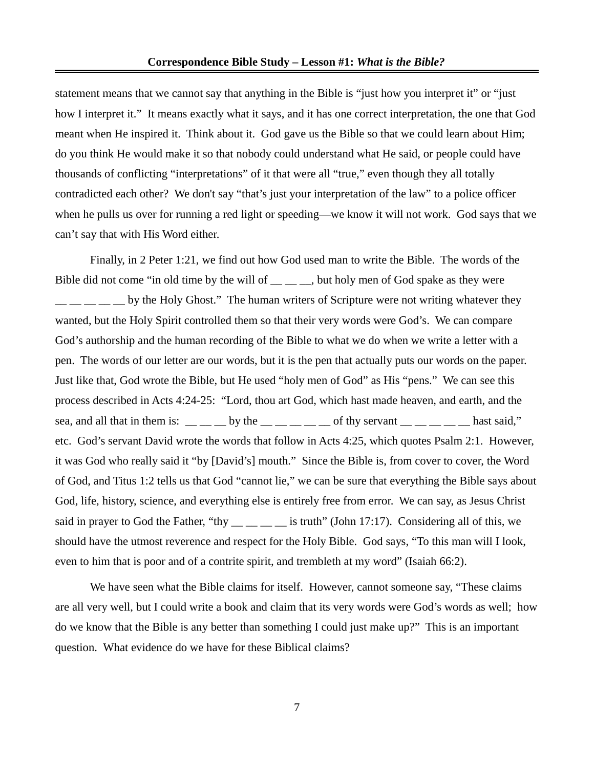statement means that we cannot say that anything in the Bible is "just how you interpret it" or "just how I interpret it." It means exactly what it says, and it has one correct interpretation, the one that God meant when He inspired it. Think about it. God gave us the Bible so that we could learn about Him; do you think He would make it so that nobody could understand what He said, or people could have thousands of conflicting "interpretations" of it that were all "true," even though they all totally contradicted each other? We don't say "that's just your interpretation of the law" to a police officer when he pulls us over for running a red light or speeding—we know it will not work. God says that we can't say that with His Word either.

Finally, in 2 Peter 1:21, we find out how God used man to write the Bible. The words of the Bible did not come "in old time by the will of __ __ __, but holy men of God spake as they were __ __ __ __ __ by the Holy Ghost." The human writers of Scripture were not writing whatever they wanted, but the Holy Spirit controlled them so that their very words were God's. We can compare God's authorship and the human recording of the Bible to what we do when we write a letter with a pen. The words of our letter are our words, but it is the pen that actually puts our words on the paper. Just like that, God wrote the Bible, but He used "holy men of God" as His "pens." We can see this process described in Acts 4:24-25: "Lord, thou art God, which hast made heaven, and earth, and the sea, and all that in them is: __ __ __ by the __ __ __ __ __ of thy servant __ __ __ __ __ hast said," etc. God's servant David wrote the words that follow in Acts 4:25, which quotes Psalm 2:1. However, it was God who really said it "by [David's] mouth." Since the Bible is, from cover to cover, the Word of God, and Titus 1:2 tells us that God "cannot lie," we can be sure that everything the Bible says about God, life, history, science, and everything else is entirely free from error. We can say, as Jesus Christ said in prayer to God the Father, "thy __ __ __ __ is truth" (John 17:17). Considering all of this, we should have the utmost reverence and respect for the Holy Bible. God says, "To this man will I look, even to him that is poor and of a contrite spirit, and trembleth at my word" (Isaiah 66:2).

We have seen what the Bible claims for itself. However, cannot someone say, "These claims are all very well, but I could write a book and claim that its very words were God's words as well; how do we know that the Bible is any better than something I could just make up?" This is an important question. What evidence do we have for these Biblical claims?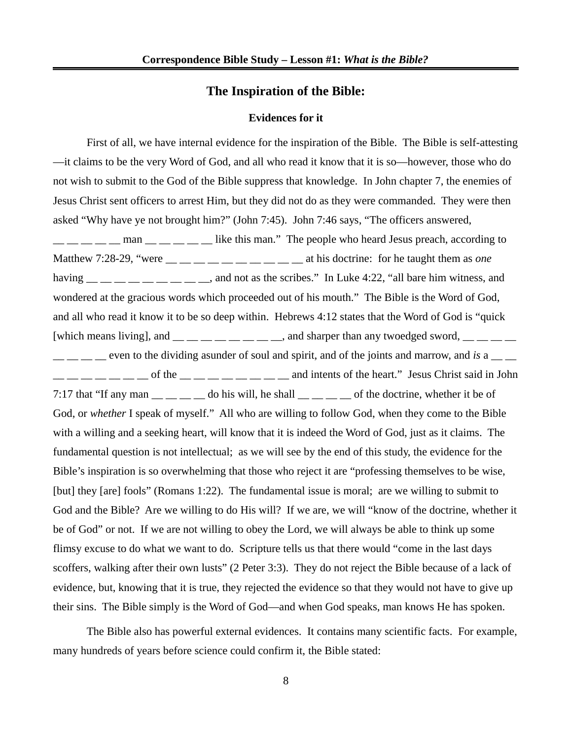## The Inspiration of the Bible:

### Evidences for it

First of all, we have internal evidence for the inspiration of the Bible. The Bible is self-attesting—it claims to be the very Word of God, and all who read it know that it is so—however, those who do not wish to submit to the God of the Bible suppress that knowledge. In John chapter 7, the enemies of Jesus Christ sent officers to arrest Him, but they did not do as they were commanded. They were then asked "Why have ye not brought him?" (John 7:45). John 7:46 says, "The officers answered, __ __ __ __ __ man __ __ __ __ __ like this man." The people who heard Jesus preach, according to Matthew 7:28-29, "were __ __ __ __ __ __ __ __ __ __ at his doctrine: for he taught them as *one* having __ __ __ __ __ __ __ __ __, and not as the scribes." In Luke 4:22, "all bare him witness, and wondered at the gracious words which proceeded out of his mouth." The Bible is the Word of God, and all who read it know it to be so deep within. Hebrews 4:12 states that the Word of God is "quick [which means living], and __ __ __ __ __ __ __ __, and sharper than any twoedged sword, __ __ __ __ __ __ __ __ even to the dividing asunder of soul and spirit, and of the joints and marrow, and *is* a __ __ __ __ __ __ __ __ __ of the __ __ __ __ __ __ __ __ and intents of the heart." Jesus Christ said in John 7:17 that "If any man __ __ __ __ do his will, he shall __ __ __ __ of the doctrine, whether it be of God, or *whether* I speak of myself." All who are willing to follow God, when they come to the Bible with a willing and a seeking heart, will know that it is indeed the Word of God, just as it claims. The fundamental question is not intellectual; as we will see by the end of this study, the evidence for the Bible's inspiration is so overwhelming that those who reject it are "professing themselves to be wise, [but] they [are] fools" (Romans 1:22). The fundamental issue is moral; are we willing to submit to God and the Bible? Are we willing to do His will? If we are, we will "know of the doctrine, whether it be of God" or not. If we are not willing to obey the Lord, we will always be able to think up some flimsy excuse to do what we want to do. Scripture tells us that there would "come in the last days scoffers, walking after their own lusts" (2 Peter 3:3). They do not reject the Bible because of a lack of evidence, but, knowing that it is true, they rejected the evidence so that they would not have to give up their sins. The Bible simply is the Word of God—and when God speaks, man knows He has spoken.

The Bible also has powerful external evidences. It contains many scientific facts. For example, many hundreds of years before science could confirm it, the Bible stated: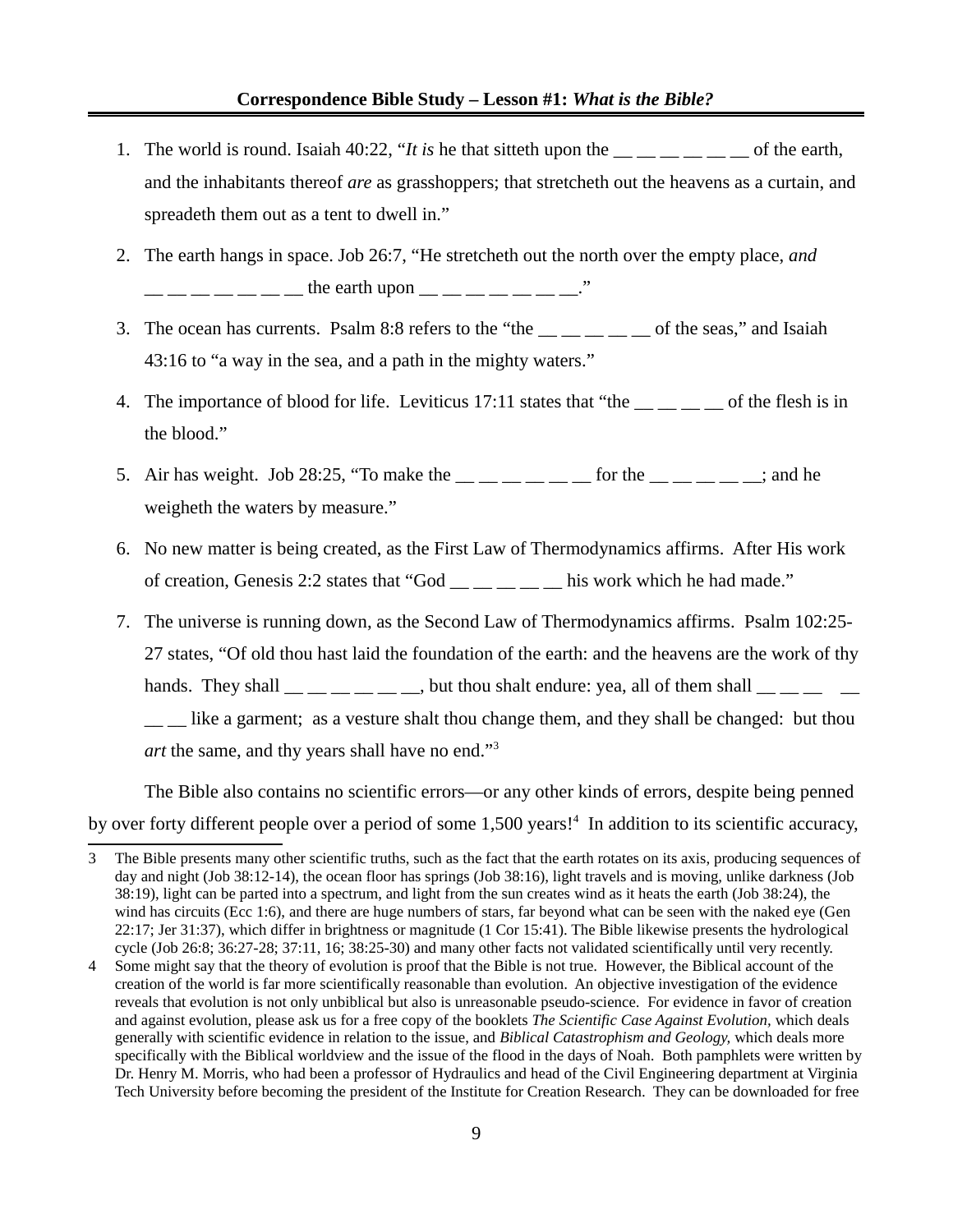1. The world is round. Isaiah 40:22, "*It is* he that sitteth upon the __ __ __ __ __ __ of the earth, and the inhabitants thereof *are* as grasshoppers; that stretcheth out the heavens as a curtain, and spreadeth them out as a tent to dwell in."

2. The earth hangs in space. Job 26:7, "He stretcheth out the north over the empty place, *and* __ __ __ __ __ __ __ the earth upon __ __ __ __ __ __ __."

3. The ocean has currents. Psalm 8:8 refers to the "the __ __ __ __ __ of the seas," and Isaiah 43:16 to "a way in the sea, and a path in the mighty waters."

4. The importance of blood for life. Leviticus 17:11 states that "the __ __ __ __ of the flesh is in the blood."

5. Air has weight. Job 28:25, "To make the __ __ __ __ __ __ for the __ __ __ __ __; and he weigheth the waters by measure."

6. No new matter is being created, as the First Law of Thermodynamics affirms. After His work of creation, Genesis 2:2 states that "God __ __ __ __ __ his work which he had made."

7. The universe is running down, as the Second Law of Thermodynamics affirms. Psalm 102:25-27 states, "Of old thou hast laid the foundation of the earth: and the heavens are the work of thy hands. They shall __ __ __ __ __ __, but thou shalt endure: yea, all of them shall __ __ __ __ __ __ like a garment; as a vesture shalt thou change them, and they shall be changed: but thou *art* the same, and thy years shall have no end."[3]

The Bible also contains no scientific errors—or any other kinds of errors, despite being penned by over forty different people over a period of some 1,500 years![4] In addition to its scientific accuracy,

---

3 The Bible presents many other scientific truths, such as the fact that the earth rotates on its axis, producing sequences of day and night (Job 38:12-14), the ocean floor has springs (Job 38:16), light travels and is moving, unlike darkness (Job 38:19), light can be parted into a spectrum, and light from the sun creates wind as it heats the earth (Job 38:24), the wind has circuits (Ecc 1:6), and there are huge numbers of stars, far beyond what can be seen with the naked eye (Gen 22:17; Jer 31:37), which differ in brightness or magnitude (1 Cor 15:41). The Bible likewise presents the hydrological cycle (Job 26:8; 36:27-28; 37:11, 16; 38:25-30) and many other facts not validated scientifically until very recently.

4 Some might say that the theory of evolution is proof that the Bible is not true. However, the Biblical account of the creation of the world is far more scientifically reasonable than evolution. An objective investigation of the evidence reveals that evolution is not only unbiblical but also is unreasonable pseudo-science. For evidence in favor of creation and against evolution, please ask us for a free copy of the booklets *The Scientific Case Against Evolution*, which deals generally with scientific evidence in relation to the issue, and *Biblical Catastrophism and Geology,* which deals more specifically with the Biblical worldview and the issue of the flood in the days of Noah. Both pamphlets were written by Dr. Henry M. Morris, who had been a professor of Hydraulics and head of the Civil Engineering department at Virginia Tech University before becoming the president of the Institute for Creation Research. They can be downloaded for free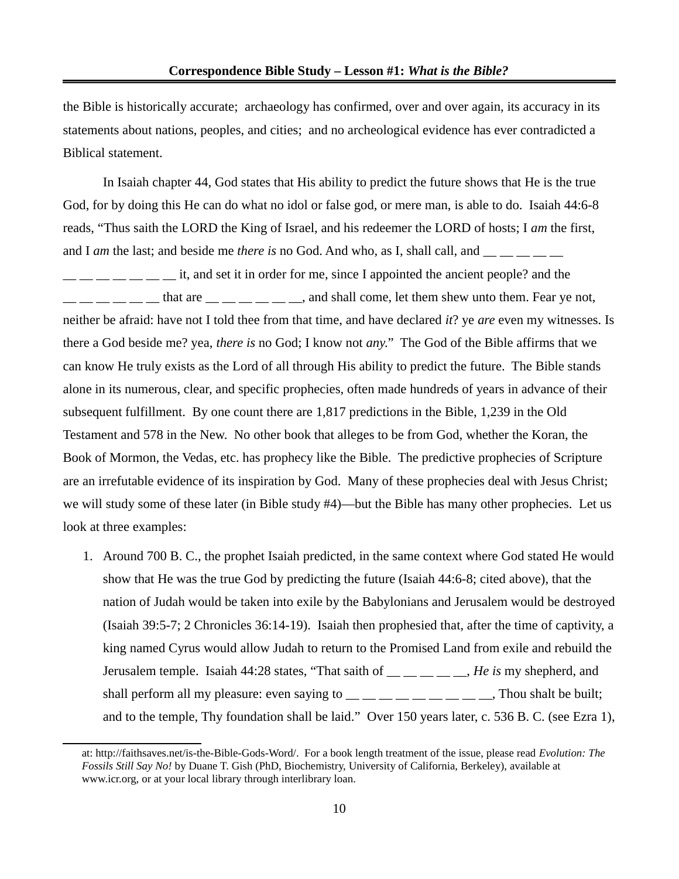the Bible is historically accurate; archaeology has confirmed, over and over again, its accuracy in its statements about nations, peoples, and cities; and no archeological evidence has ever contradicted a Biblical statement.

In Isaiah chapter 44, God states that His ability to predict the future shows that He is the true God, for by doing this He can do what no idol or false god, or mere man, is able to do. Isaiah 44:6-8 reads, "Thus saith the LORD the King of Israel, and his redeemer the LORD of hosts; I *am* the first, and I *am* the last; and beside me *there is* no God. And who, as I, shall call, and __ __ __ __ __ __ __ __ __ __ __ __ it, and set it in order for me, since I appointed the ancient people? and the __ __ __ __ __ __ that are __ __ __ __ __ __, and shall come, let them shew unto them. Fear ye not, neither be afraid: have not I told thee from that time, and have declared *it*? ye *are* even my witnesses. Is there a God beside me? yea, *there is* no God; I know not *any.*" The God of the Bible affirms that we can know He truly exists as the Lord of all through His ability to predict the future. The Bible stands alone in its numerous, clear, and specific prophecies, often made hundreds of years in advance of their subsequent fulfillment. By one count there are 1,817 predictions in the Bible, 1,239 in the Old Testament and 578 in the New. No other book that alleges to be from God, whether the Koran, the Book of Mormon, the Vedas, etc. has prophecy like the Bible. The predictive prophecies of Scripture are an irrefutable evidence of its inspiration by God. Many of these prophecies deal with Jesus Christ; we will study some of these later (in Bible study #4)—but the Bible has many other prophecies. Let us look at three examples:

1. Around 700 B. C., the prophet Isaiah predicted, in the same context where God stated He would show that He was the true God by predicting the future (Isaiah 44:6-8; cited above), that the nation of Judah would be taken into exile by the Babylonians and Jerusalem would be destroyed (Isaiah 39:5-7; 2 Chronicles 36:14-19). Isaiah then prophesied that, after the time of captivity, a king named Cyrus would allow Judah to return to the Promised Land from exile and rebuild the Jerusalem temple. Isaiah 44:28 states, "That saith of __ __ __ __ __, *He is* my shepherd, and shall perform all my pleasure: even saying to __ __ __ __ __ __ __ __ __, Thou shalt be built; and to the temple, Thy foundation shall be laid." Over 150 years later, c. 536 B. C. (see Ezra 1),

at: http://faithsaves.net/is-the-Bible-Gods-Word/. For a book length treatment of the issue, please read *Evolution: The Fossils Still Say No!* by Duane T. Gish (PhD, Biochemistry, University of California, Berkeley), available at www.icr.org, or at your local library through interlibrary loan.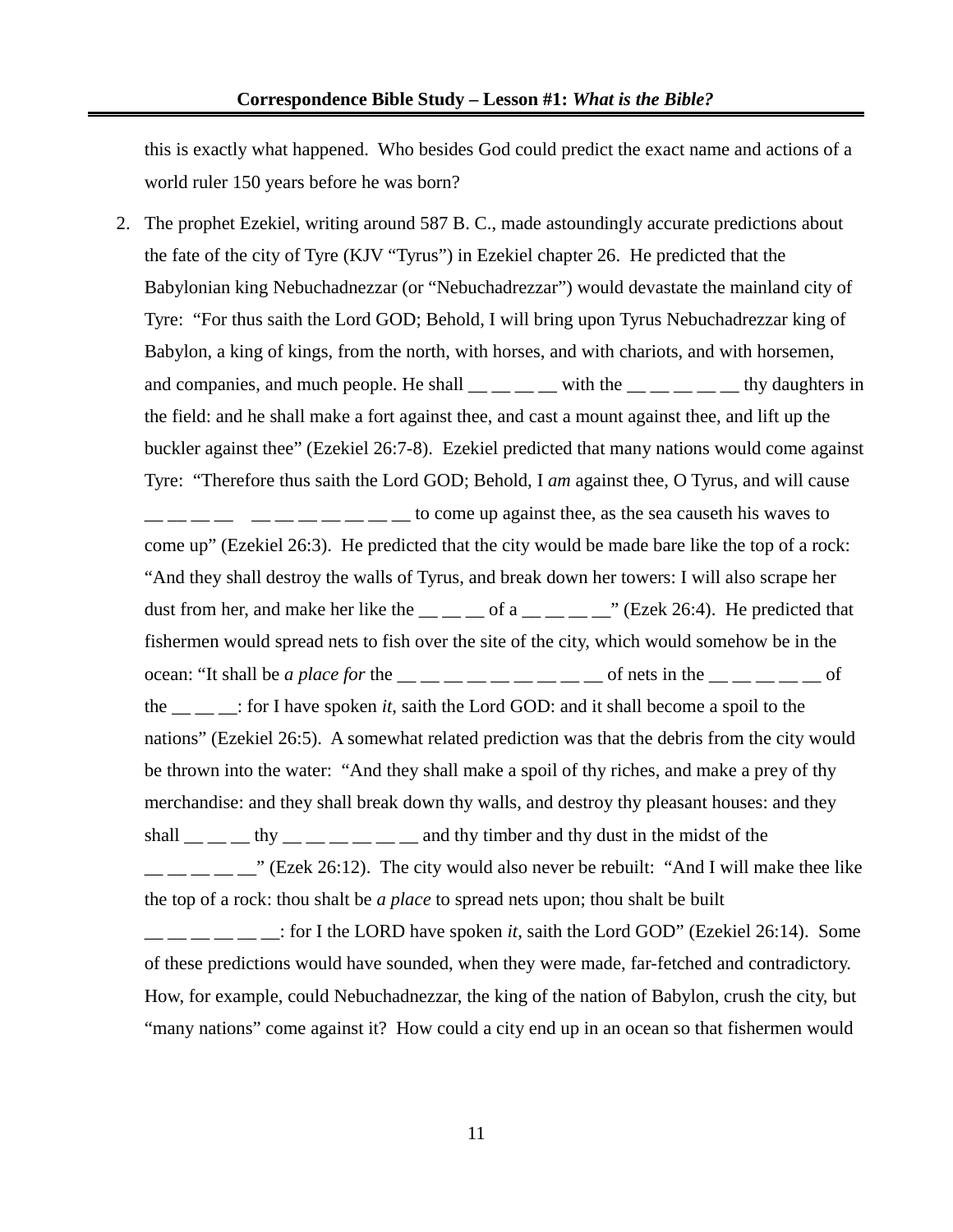this is exactly what happened. Who besides God could predict the exact name and actions of a world ruler 150 years before he was born?

2. The prophet Ezekiel, writing around 587 B. C., made astoundingly accurate predictions about the fate of the city of Tyre (KJV "Tyrus") in Ezekiel chapter 26. He predicted that the Babylonian king Nebuchadnezzar (or "Nebuchadrezzar") would devastate the mainland city of Tyre: "For thus saith the Lord GOD; Behold, I will bring upon Tyrus Nebuchadrezzar king of Babylon, a king of kings, from the north, with horses, and with chariots, and with horsemen, and companies, and much people. He shall __ __ __ __ with the __ __ __ __ __ thy daughters in the field: and he shall make a fort against thee, and cast a mount against thee, and lift up the buckler against thee" (Ezekiel 26:7-8). Ezekiel predicted that many nations would come against Tyre: "Therefore thus saith the Lord GOD; Behold, I *am* against thee, O Tyrus, and will cause __ __ __ __ __ __ __ __ __ __ __ to come up against thee, as the sea causeth his waves to come up" (Ezekiel 26:3). He predicted that the city would be made bare like the top of a rock: "And they shall destroy the walls of Tyrus, and break down her towers: I will also scrape her dust from her, and make her like the __ __ __ of a __ __ __ __" (Ezek 26:4). He predicted that fishermen would spread nets to fish over the site of the city, which would somehow be in the ocean: "It shall be *a place for* the __ __ __ __ __ __ __ __ __ of nets in the __ __ __ __ __ of the __ __ __: for I have spoken *it*, saith the Lord GOD: and it shall become a spoil to the nations" (Ezekiel 26:5). A somewhat related prediction was that the debris from the city would be thrown into the water: "And they shall make a spoil of thy riches, and make a prey of thy merchandise: and they shall break down thy walls, and destroy thy pleasant houses: and they shall __ __ __ thy __ __ __ __ __ __ and thy timber and thy dust in the midst of the __ __ __ __ __" (Ezek 26:12). The city would also never be rebuilt: "And I will make thee like the top of a rock: thou shalt be *a place* to spread nets upon; thou shalt be built __ __ __ __ __ __: for I the LORD have spoken *it*, saith the Lord GOD" (Ezekiel 26:14). Some of these predictions would have sounded, when they were made, far-fetched and contradictory. How, for example, could Nebuchadnezzar, the king of the nation of Babylon, crush the city, but "many nations" come against it? How could a city end up in an ocean so that fishermen would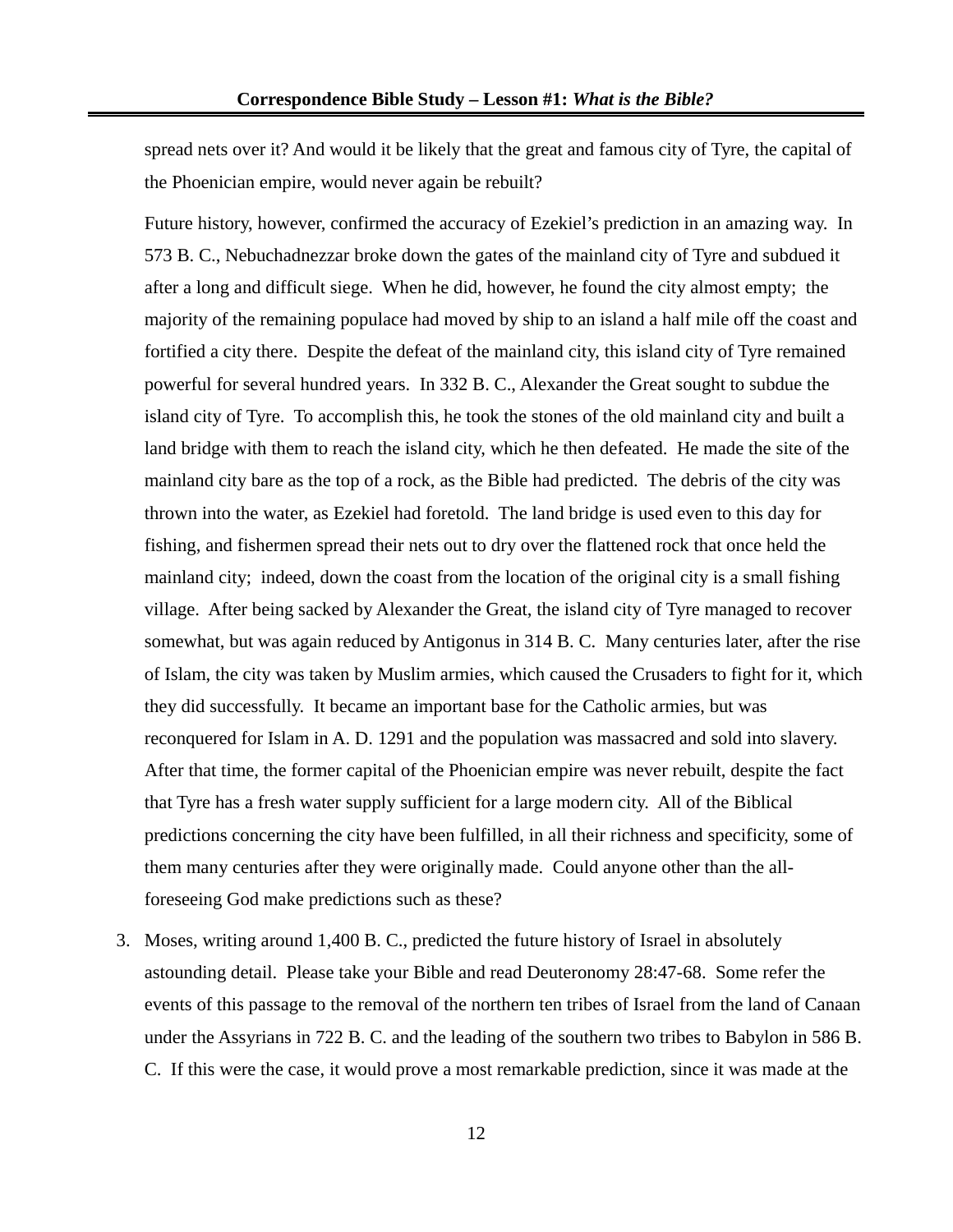spread nets over it? And would it be likely that the great and famous city of Tyre, the capital of the Phoenician empire, would never again be rebuilt?

Future history, however, confirmed the accuracy of Ezekiel's prediction in an amazing way. In 573 B. C., Nebuchadnezzar broke down the gates of the mainland city of Tyre and subdued it after a long and difficult siege. When he did, however, he found the city almost empty; the majority of the remaining populace had moved by ship to an island a half mile off the coast and fortified a city there. Despite the defeat of the mainland city, this island city of Tyre remained powerful for several hundred years. In 332 B. C., Alexander the Great sought to subdue the island city of Tyre. To accomplish this, he took the stones of the old mainland city and built a land bridge with them to reach the island city, which he then defeated. He made the site of the mainland city bare as the top of a rock, as the Bible had predicted. The debris of the city was thrown into the water, as Ezekiel had foretold. The land bridge is used even to this day for fishing, and fishermen spread their nets out to dry over the flattened rock that once held the mainland city; indeed, down the coast from the location of the original city is a small fishing village. After being sacked by Alexander the Great, the island city of Tyre managed to recover somewhat, but was again reduced by Antigonus in 314 B. C. Many centuries later, after the rise of Islam, the city was taken by Muslim armies, which caused the Crusaders to fight for it, which they did successfully. It became an important base for the Catholic armies, but was reconquered for Islam in A. D. 1291 and the population was massacred and sold into slavery. After that time, the former capital of the Phoenician empire was never rebuilt, despite the fact that Tyre has a fresh water supply sufficient for a large modern city. All of the Biblical predictions concerning the city have been fulfilled, in all their richness and specificity, some of them many centuries after they were originally made. Could anyone other than the all-foreseeing God make predictions such as these?

3. Moses, writing around 1,400 B. C., predicted the future history of Israel in absolutely astounding detail. Please take your Bible and read Deuteronomy 28:47-68. Some refer the events of this passage to the removal of the northern ten tribes of Israel from the land of Canaan under the Assyrians in 722 B. C. and the leading of the southern two tribes to Babylon in 586 B. C. If this were the case, it would prove a most remarkable prediction, since it was made at the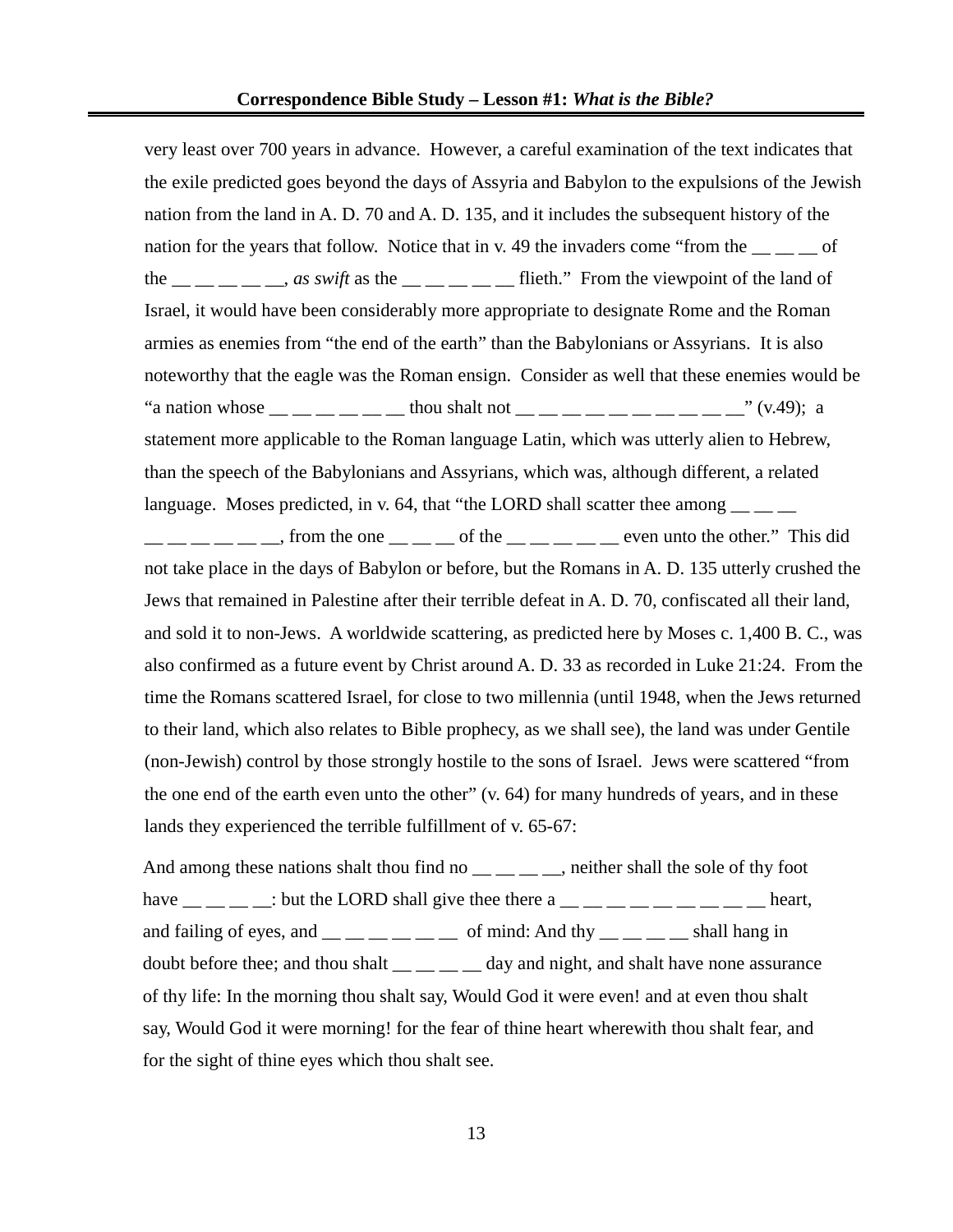very least over 700 years in advance. However, a careful examination of the text indicates that the exile predicted goes beyond the days of Assyria and Babylon to the expulsions of the Jewish nation from the land in A. D. 70 and A. D. 135, and it includes the subsequent history of the nation for the years that follow. Notice that in v. 49 the invaders come "from the __ __ __ of the __ __ __ __ __, *as swift* as the __ __ __ __ __ flieth." From the viewpoint of the land of Israel, it would have been considerably more appropriate to designate Rome and the Roman armies as enemies from "the end of the earth" than the Babylonians or Assyrians. It is also noteworthy that the eagle was the Roman ensign. Consider as well that these enemies would be "a nation whose __ __ __ __ __ __ thou shalt not __ __ __ __ __ __ __ __ __ __" (v.49); a statement more applicable to the Roman language Latin, which was utterly alien to Hebrew, than the speech of the Babylonians and Assyrians, which was, although different, a related language. Moses predicted, in v. 64, that "the LORD shall scatter thee among __ __ __ __ __ __ __ __ __, from the one __ __ __ of the __ __ __ __ __ even unto the other." This did not take place in the days of Babylon or before, but the Romans in A. D. 135 utterly crushed the Jews that remained in Palestine after their terrible defeat in A. D. 70, confiscated all their land, and sold it to non-Jews. A worldwide scattering, as predicted here by Moses c. 1,400 B. C., was also confirmed as a future event by Christ around A. D. 33 as recorded in Luke 21:24. From the time the Romans scattered Israel, for close to two millennia (until 1948, when the Jews returned to their land, which also relates to Bible prophecy, as we shall see), the land was under Gentile (non-Jewish) control by those strongly hostile to the sons of Israel. Jews were scattered "from the one end of the earth even unto the other" (v. 64) for many hundreds of years, and in these lands they experienced the terrible fulfillment of v. 65-67:

> And among these nations shalt thou find no __ __ __ __, neither shall the sole of thy foot have __ __ __ __: but the LORD shall give thee there a __ __ __ __ __ __ __ __ __ heart, and failing of eyes, and __ __ __ __ __ __ of mind: And thy __ __ __ __ shall hang in doubt before thee; and thou shalt __ __ __ __ day and night, and shalt have none assurance of thy life: In the morning thou shalt say, Would God it were even! and at even thou shalt say, Would God it were morning! for the fear of thine heart wherewith thou shalt fear, and for the sight of thine eyes which thou shalt see.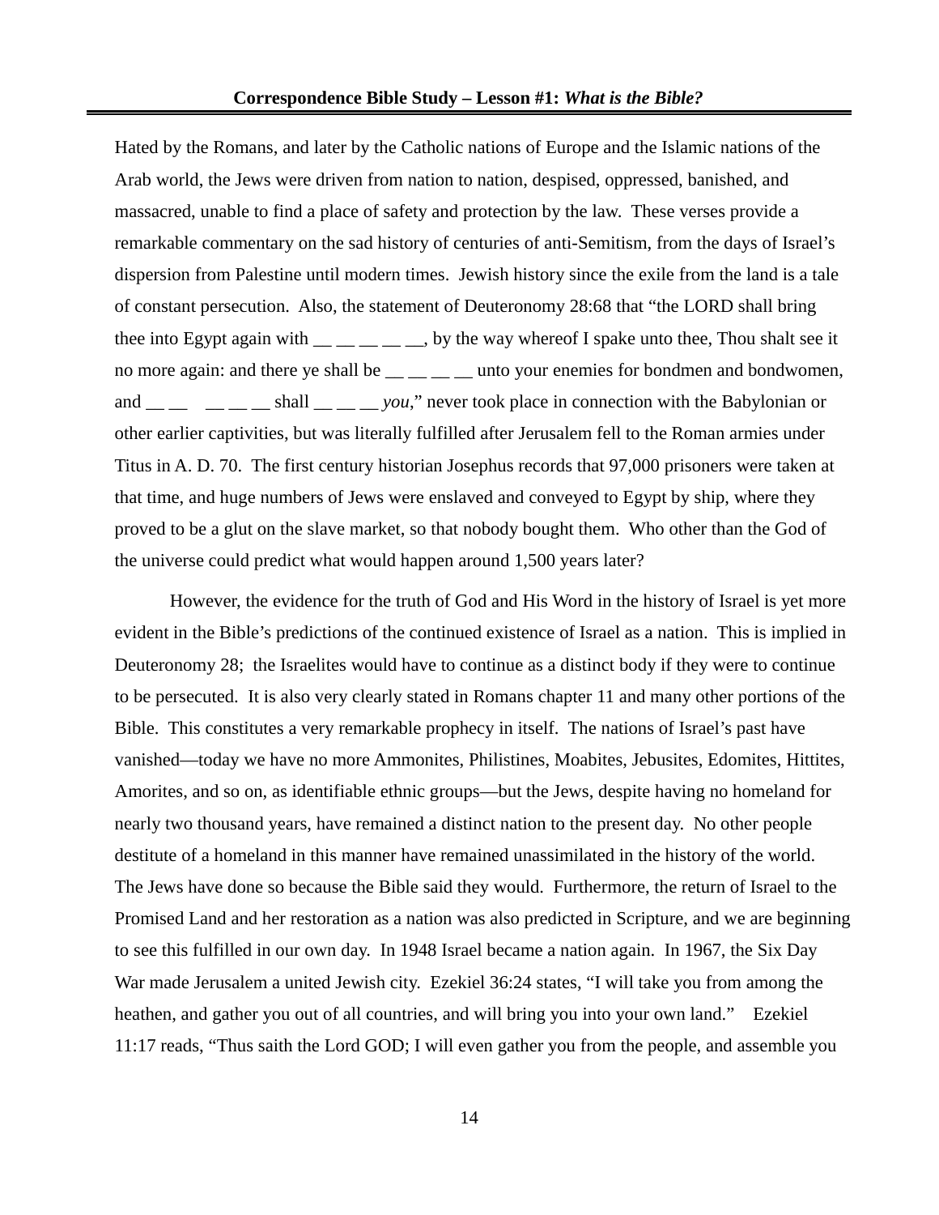Hated by the Romans, and later by the Catholic nations of Europe and the Islamic nations of the Arab world, the Jews were driven from nation to nation, despised, oppressed, banished, and massacred, unable to find a place of safety and protection by the law. These verses provide a remarkable commentary on the sad history of centuries of anti-Semitism, from the days of Israel's dispersion from Palestine until modern times. Jewish history since the exile from the land is a tale of constant persecution. Also, the statement of Deuteronomy 28:68 that "the LORD shall bring thee into Egypt again with __ __ __ __ __, by the way whereof I spake unto thee, Thou shalt see it no more again: and there ye shall be __ __ __ __ unto your enemies for bondmen and bondwomen, and __ __   __ __ __ shall __ __ __ *you*," never took place in connection with the Babylonian or other earlier captivities, but was literally fulfilled after Jerusalem fell to the Roman armies under Titus in A. D. 70. The first century historian Josephus records that 97,000 prisoners were taken at that time, and huge numbers of Jews were enslaved and conveyed to Egypt by ship, where they proved to be a glut on the slave market, so that nobody bought them. Who other than the God of the universe could predict what would happen around 1,500 years later?

However, the evidence for the truth of God and His Word in the history of Israel is yet more evident in the Bible's predictions of the continued existence of Israel as a nation. This is implied in Deuteronomy 28; the Israelites would have to continue as a distinct body if they were to continue to be persecuted. It is also very clearly stated in Romans chapter 11 and many other portions of the Bible. This constitutes a very remarkable prophecy in itself. The nations of Israel's past have vanished—today we have no more Ammonites, Philistines, Moabites, Jebusites, Edomites, Hittites, Amorites, and so on, as identifiable ethnic groups—but the Jews, despite having no homeland for nearly two thousand years, have remained a distinct nation to the present day. No other people destitute of a homeland in this manner have remained unassimilated in the history of the world. The Jews have done so because the Bible said they would. Furthermore, the return of Israel to the Promised Land and her restoration as a nation was also predicted in Scripture, and we are beginning to see this fulfilled in our own day. In 1948 Israel became a nation again. In 1967, the Six Day War made Jerusalem a united Jewish city. Ezekiel 36:24 states, "I will take you from among the heathen, and gather you out of all countries, and will bring you into your own land." Ezekiel 11:17 reads, "Thus saith the Lord GOD; I will even gather you from the people, and assemble you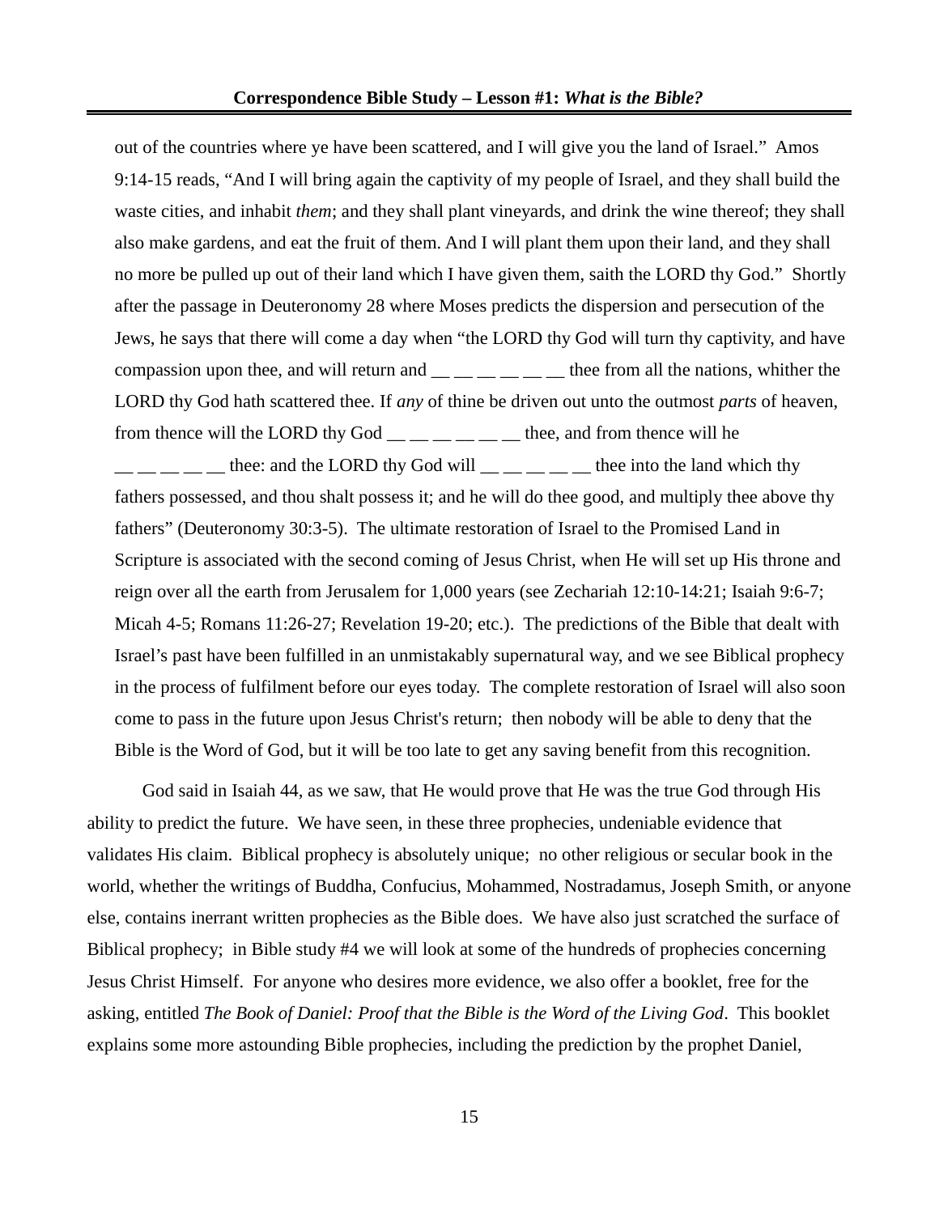out of the countries where ye have been scattered, and I will give you the land of Israel." Amos 9:14-15 reads, "And I will bring again the captivity of my people of Israel, and they shall build the waste cities, and inhabit *them*; and they shall plant vineyards, and drink the wine thereof; they shall also make gardens, and eat the fruit of them. And I will plant them upon their land, and they shall no more be pulled up out of their land which I have given them, saith the LORD thy God." Shortly after the passage in Deuteronomy 28 where Moses predicts the dispersion and persecution of the Jews, he says that there will come a day when "the LORD thy God will turn thy captivity, and have compassion upon thee, and will return and __ __ __ __ __ __ thee from all the nations, whither the LORD thy God hath scattered thee. If *any* of thine be driven out unto the outmost *parts* of heaven, from thence will the LORD thy God __ __ __ __ __ __ thee, and from thence will he __ __ __ __ __ thee: and the LORD thy God will __ __ __ __ __ thee into the land which thy fathers possessed, and thou shalt possess it; and he will do thee good, and multiply thee above thy fathers" (Deuteronomy 30:3-5). The ultimate restoration of Israel to the Promised Land in Scripture is associated with the second coming of Jesus Christ, when He will set up His throne and reign over all the earth from Jerusalem for 1,000 years (see Zechariah 12:10-14:21; Isaiah 9:6-7; Micah 4-5; Romans 11:26-27; Revelation 19-20; etc.). The predictions of the Bible that dealt with Israel's past have been fulfilled in an unmistakably supernatural way, and we see Biblical prophecy in the process of fulfilment before our eyes today. The complete restoration of Israel will also soon come to pass in the future upon Jesus Christ's return; then nobody will be able to deny that the Bible is the Word of God, but it will be too late to get any saving benefit from this recognition.

God said in Isaiah 44, as we saw, that He would prove that He was the true God through His ability to predict the future. We have seen, in these three prophecies, undeniable evidence that validates His claim. Biblical prophecy is absolutely unique; no other religious or secular book in the world, whether the writings of Buddha, Confucius, Mohammed, Nostradamus, Joseph Smith, or anyone else, contains inerrant written prophecies as the Bible does. We have also just scratched the surface of Biblical prophecy; in Bible study #4 we will look at some of the hundreds of prophecies concerning Jesus Christ Himself. For anyone who desires more evidence, we also offer a booklet, free for the asking, entitled *The Book of Daniel: Proof that the Bible is the Word of the Living God*. This booklet explains some more astounding Bible prophecies, including the prediction by the prophet Daniel,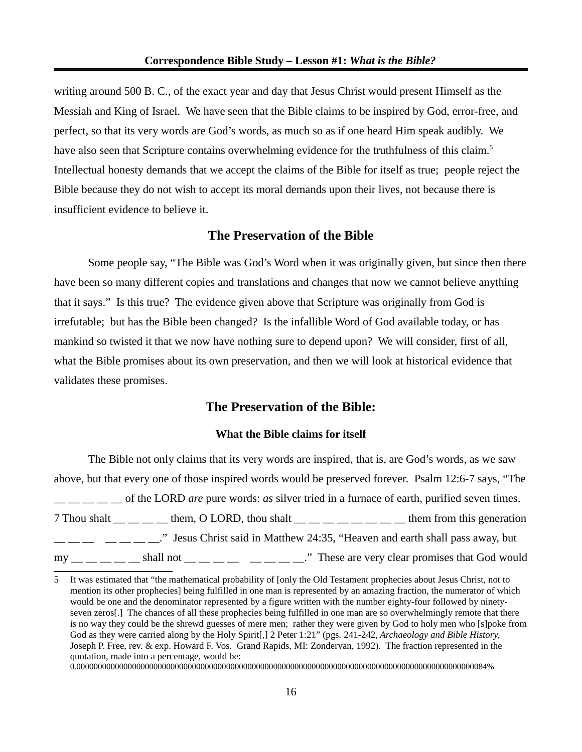writing around 500 B. C., of the exact year and day that Jesus Christ would present Himself as the Messiah and King of Israel. We have seen that the Bible claims to be inspired by God, error-free, and perfect, so that its very words are God's words, as much so as if one heard Him speak audibly. We have also seen that Scripture contains overwhelming evidence for the truthfulness of this claim.[5] Intellectual honesty demands that we accept the claims of the Bible for itself as true; people reject the Bible because they do not wish to accept its moral demands upon their lives, not because there is insufficient evidence to believe it.

## The Preservation of the Bible

Some people say, "The Bible was God's Word when it was originally given, but since then there have been so many different copies and translations and changes that now we cannot believe anything that it says." Is this true? The evidence given above that Scripture was originally from God is irrefutable; but has the Bible been changed? Is the infallible Word of God available today, or has mankind so twisted it that we now have nothing sure to depend upon? We will consider, first of all, what the Bible promises about its own preservation, and then we will look at historical evidence that validates these promises.

## The Preservation of the Bible:

### What the Bible claims for itself

The Bible not only claims that its very words are inspired, that is, are God's words, as we saw above, but that every one of those inspired words would be preserved forever. Psalm 12:6-7 says, "The __ __ __ __ __ of the LORD *are* pure words: *as* silver tried in a furnace of earth, purified seven times. 7 Thou shalt __ __ __ __ them, O LORD, thou shalt __ __ __ __ __ __ __ __ them from this generation __ __ __  __ __ __ __." Jesus Christ said in Matthew 24:35, "Heaven and earth shall pass away, but my __ __ __ __ __ shall not __ __ __ __  __ __ __ __." These are very clear promises that God would

---

5 It was estimated that "the mathematical probability of [only the Old Testament prophecies about Jesus Christ, not to mention its other prophecies] being fulfilled in one man is represented by an amazing fraction, the numerator of which would be one and the denominator represented by a figure written with the number eighty-four followed by ninety-seven zeros[.] The chances of all these prophecies being fulfilled in one man are so overwhelmingly remote that there is no way they could be the shrewd guesses of mere men; rather they were given by God to holy men who [s]poke from God as they were carried along by the Holy Spirit[,] 2 Peter 1:21" (pgs. 241-242, *Archaeology and Bible History*, Joseph P. Free, rev. & exp. Howard F. Vos. Grand Rapids, MI: Zondervan, 1992). The fraction represented in the quotation, made into a percentage, would be: 0.0000000000000000000000000000000000000000000000000000000000000000000000000000000000000000000000084%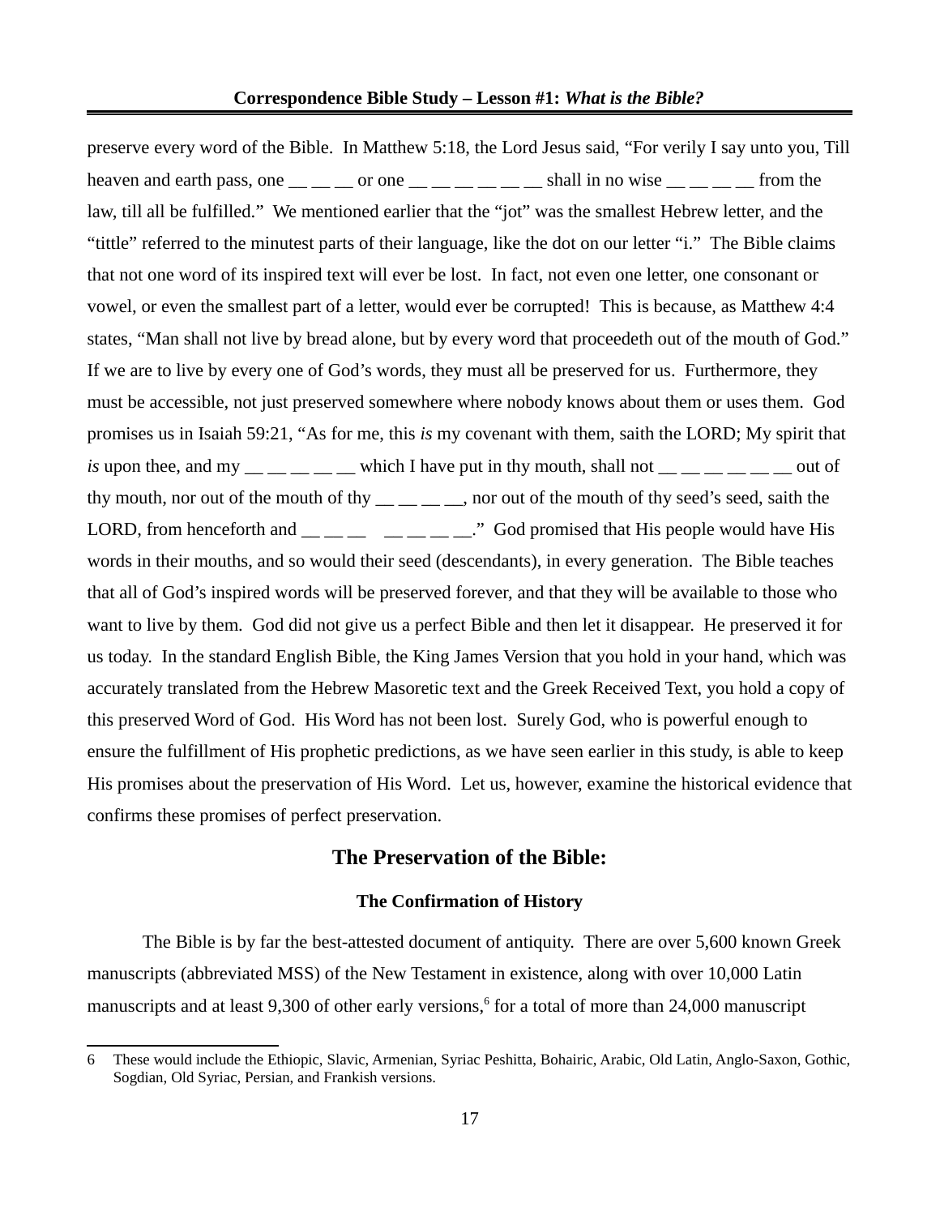preserve every word of the Bible. In Matthew 5:18, the Lord Jesus said, "For verily I say unto you, Till heaven and earth pass, one __ __ __ or one __ __ __ __ __ __ shall in no wise __ __ __ __ from the law, till all be fulfilled." We mentioned earlier that the "jot" was the smallest Hebrew letter, and the "tittle" referred to the minutest parts of their language, like the dot on our letter "i." The Bible claims that not one word of its inspired text will ever be lost. In fact, not even one letter, one consonant or vowel, or even the smallest part of a letter, would ever be corrupted! This is because, as Matthew 4:4 states, "Man shall not live by bread alone, but by every word that proceedeth out of the mouth of God." If we are to live by every one of God's words, they must all be preserved for us. Furthermore, they must be accessible, not just preserved somewhere where nobody knows about them or uses them. God promises us in Isaiah 59:21, "As for me, this *is* my covenant with them, saith the LORD; My spirit that *is* upon thee, and my __ __ __ __ __ which I have put in thy mouth, shall not __ __ __ __ __ __ out of thy mouth, nor out of the mouth of thy __ __ __ __, nor out of the mouth of thy seed's seed, saith the LORD, from henceforth and __ __ __ __ __ __ __." God promised that His people would have His words in their mouths, and so would their seed (descendants), in every generation. The Bible teaches that all of God's inspired words will be preserved forever, and that they will be available to those who want to live by them. God did not give us a perfect Bible and then let it disappear. He preserved it for us today. In the standard English Bible, the King James Version that you hold in your hand, which was accurately translated from the Hebrew Masoretic text and the Greek Received Text, you hold a copy of this preserved Word of God. His Word has not been lost. Surely God, who is powerful enough to ensure the fulfillment of His prophetic predictions, as we have seen earlier in this study, is able to keep His promises about the preservation of His Word. Let us, however, examine the historical evidence that confirms these promises of perfect preservation.

## The Preservation of the Bible:

### The Confirmation of History

The Bible is by far the best-attested document of antiquity. There are over 5,600 known Greek manuscripts (abbreviated MSS) of the New Testament in existence, along with over 10,000 Latin manuscripts and at least 9,300 of other early versions,[6] for a total of more than 24,000 manuscript

6 These would include the Ethiopic, Slavic, Armenian, Syriac Peshitta, Bohairic, Arabic, Old Latin, Anglo-Saxon, Gothic, Sogdian, Old Syriac, Persian, and Frankish versions.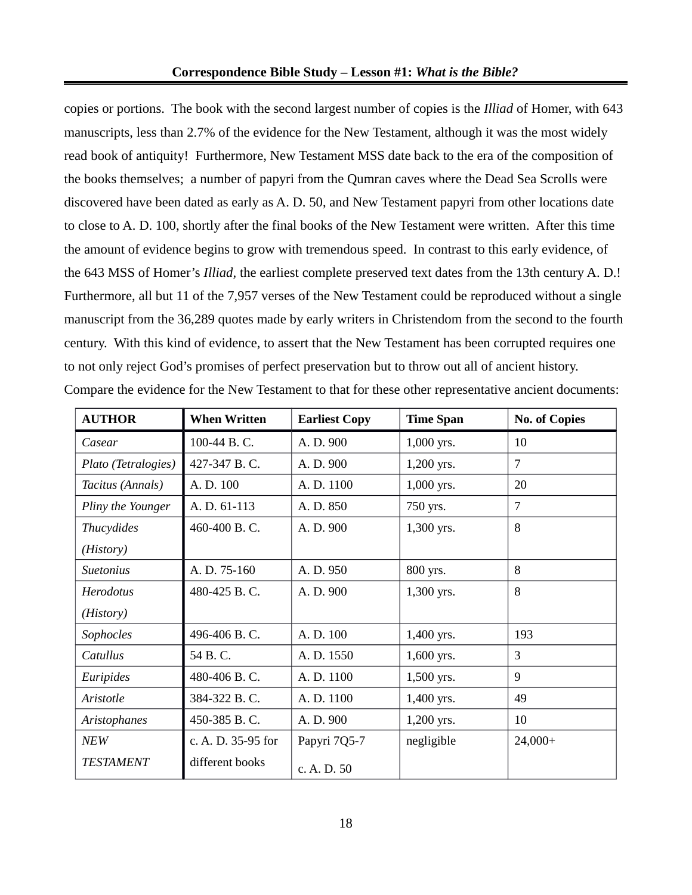copies or portions. The book with the second largest number of copies is the *Illiad* of Homer, with 643 manuscripts, less than 2.7% of the evidence for the New Testament, although it was the most widely read book of antiquity! Furthermore, New Testament MSS date back to the era of the composition of the books themselves; a number of papyri from the Qumran caves where the Dead Sea Scrolls were discovered have been dated as early as A. D. 50, and New Testament papyri from other locations date to close to A. D. 100, shortly after the final books of the New Testament were written. After this time the amount of evidence begins to grow with tremendous speed. In contrast to this early evidence, of the 643 MSS of Homer's *Illiad*, the earliest complete preserved text dates from the 13th century A. D.! Furthermore, all but 11 of the 7,957 verses of the New Testament could be reproduced without a single manuscript from the 36,289 quotes made by early writers in Christendom from the second to the fourth century. With this kind of evidence, to assert that the New Testament has been corrupted requires one to not only reject God's promises of perfect preservation but to throw out all of ancient history. Compare the evidence for the New Testament to that for these other representative ancient documents:

| AUTHOR | When Written | Earliest Copy | Time Span | No. of Copies |
|---|---|---|---|---|
| *Casear* | 100-44 B. C. | A. D. 900 | 1,000 yrs. | 10 |
| *Plato (Tetralogies)* | 427-347 B. C. | A. D. 900 | 1,200 yrs. | 7 |
| *Tacitus (Annals)* | A. D. 100 | A. D. 1100 | 1,000 yrs. | 20 |
| *Pliny the Younger* | A. D. 61-113 | A. D. 850 | 750 yrs. | 7 |
| *Thucydides (History)* | 460-400 B. C. | A. D. 900 | 1,300 yrs. | 8 |
| *Suetonius* | A. D. 75-160 | A. D. 950 | 800 yrs. | 8 |
| *Herodotus (History)* | 480-425 B. C. | A. D. 900 | 1,300 yrs. | 8 |
| *Sophocles* | 496-406 B. C. | A. D. 100 | 1,400 yrs. | 193 |
| *Catullus* | 54 B. C. | A. D. 1550 | 1,600 yrs. | 3 |
| *Euripides* | 480-406 B. C. | A. D. 1100 | 1,500 yrs. | 9 |
| *Aristotle* | 384-322 B. C. | A. D. 1100 | 1,400 yrs. | 49 |
| *Aristophanes* | 450-385 B. C. | A. D. 900 | 1,200 yrs. | 10 |
| *NEW TESTAMENT* | c. A. D. 35-95 for different books | Papyri 7Q5-7 c. A. D. 50 | negligible | 24,000+ |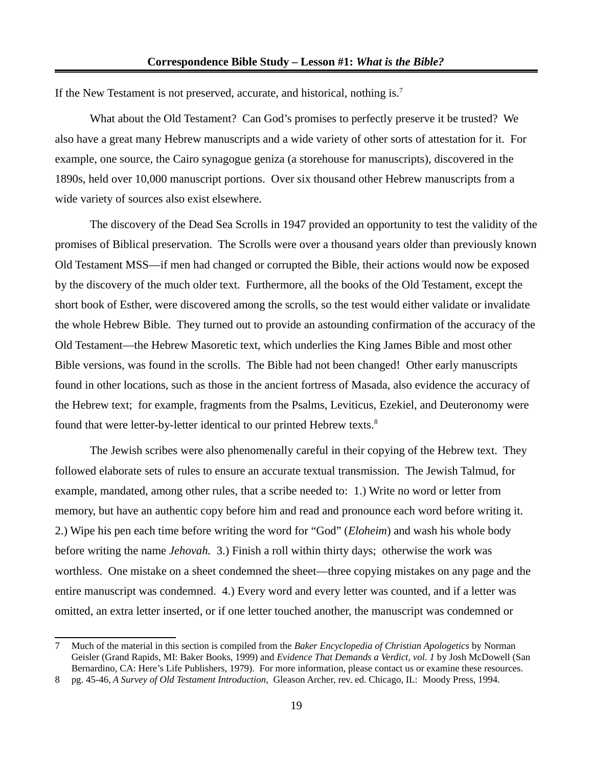If the New Testament is not preserved, accurate, and historical, nothing is.[7]

What about the Old Testament? Can God's promises to perfectly preserve it be trusted? We also have a great many Hebrew manuscripts and a wide variety of other sorts of attestation for it. For example, one source, the Cairo synagogue geniza (a storehouse for manuscripts), discovered in the 1890s, held over 10,000 manuscript portions. Over six thousand other Hebrew manuscripts from a wide variety of sources also exist elsewhere.

The discovery of the Dead Sea Scrolls in 1947 provided an opportunity to test the validity of the promises of Biblical preservation. The Scrolls were over a thousand years older than previously known Old Testament MSS—if men had changed or corrupted the Bible, their actions would now be exposed by the discovery of the much older text. Furthermore, all the books of the Old Testament, except the short book of Esther, were discovered among the scrolls, so the test would either validate or invalidate the whole Hebrew Bible. They turned out to provide an astounding confirmation of the accuracy of the Old Testament—the Hebrew Masoretic text, which underlies the King James Bible and most other Bible versions, was found in the scrolls. The Bible had not been changed! Other early manuscripts found in other locations, such as those in the ancient fortress of Masada, also evidence the accuracy of the Hebrew text; for example, fragments from the Psalms, Leviticus, Ezekiel, and Deuteronomy were found that were letter-by-letter identical to our printed Hebrew texts.[8]

The Jewish scribes were also phenomenally careful in their copying of the Hebrew text. They followed elaborate sets of rules to ensure an accurate textual transmission. The Jewish Talmud, for example, mandated, among other rules, that a scribe needed to: 1.) Write no word or letter from memory, but have an authentic copy before him and read and pronounce each word before writing it. 2.) Wipe his pen each time before writing the word for "God" (*Eloheim*) and wash his whole body before writing the name *Jehovah.* 3.) Finish a roll within thirty days; otherwise the work was worthless. One mistake on a sheet condemned the sheet—three copying mistakes on any page and the entire manuscript was condemned. 4.) Every word and every letter was counted, and if a letter was omitted, an extra letter inserted, or if one letter touched another, the manuscript was condemned or

---

7 Much of the material in this section is compiled from the *Baker Encyclopedia of Christian Apologetics* by Norman Geisler (Grand Rapids, MI: Baker Books, 1999) and *Evidence That Demands a Verdict, vol. 1* by Josh McDowell (San Bernardino, CA: Here's Life Publishers, 1979). For more information, please contact us or examine these resources.

8 pg. 45-46, *A Survey of Old Testament Introduction,* Gleason Archer, rev. ed. Chicago, IL: Moody Press, 1994.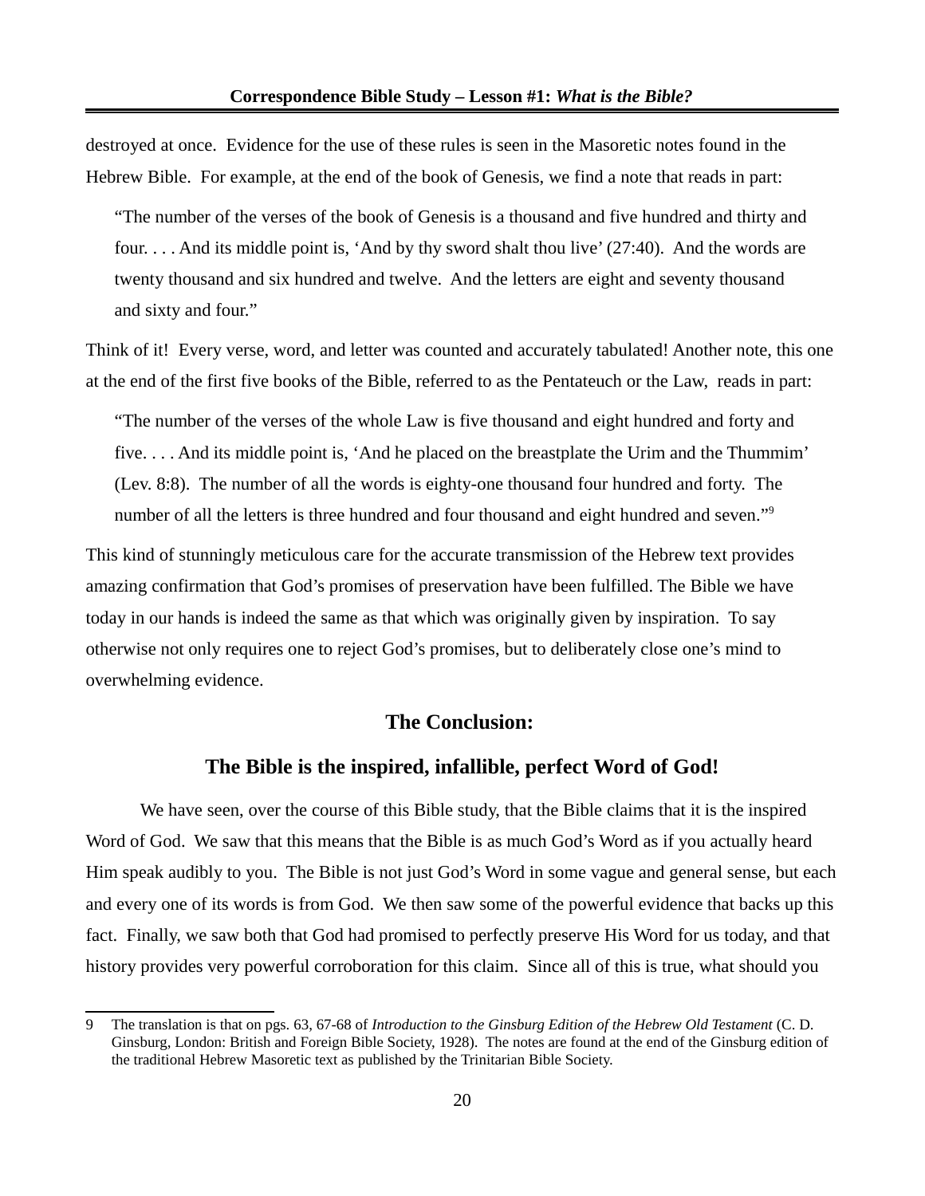destroyed at once. Evidence for the use of these rules is seen in the Masoretic notes found in the Hebrew Bible. For example, at the end of the book of Genesis, we find a note that reads in part:

> "The number of the verses of the book of Genesis is a thousand and five hundred and thirty and four. . . . And its middle point is, 'And by thy sword shalt thou live' (27:40). And the words are twenty thousand and six hundred and twelve. And the letters are eight and seventy thousand and sixty and four."

Think of it! Every verse, word, and letter was counted and accurately tabulated! Another note, this one at the end of the first five books of the Bible, referred to as the Pentateuch or the Law, reads in part:

> "The number of the verses of the whole Law is five thousand and eight hundred and forty and five. . . . And its middle point is, 'And he placed on the breastplate the Urim and the Thummim' (Lev. 8:8). The number of all the words is eighty-one thousand four hundred and forty. The number of all the letters is three hundred and four thousand and eight hundred and seven."[9]

This kind of stunningly meticulous care for the accurate transmission of the Hebrew text provides amazing confirmation that God's promises of preservation have been fulfilled. The Bible we have today in our hands is indeed the same as that which was originally given by inspiration. To say otherwise not only requires one to reject God's promises, but to deliberately close one's mind to overwhelming evidence.

## The Conclusion:

## The Bible is the inspired, infallible, perfect Word of God!

We have seen, over the course of this Bible study, that the Bible claims that it is the inspired Word of God. We saw that this means that the Bible is as much God's Word as if you actually heard Him speak audibly to you. The Bible is not just God's Word in some vague and general sense, but each and every one of its words is from God. We then saw some of the powerful evidence that backs up this fact. Finally, we saw both that God had promised to perfectly preserve His Word for us today, and that history provides very powerful corroboration for this claim. Since all of this is true, what should you

---

9 The translation is that on pgs. 63, 67-68 of *Introduction to the Ginsburg Edition of the Hebrew Old Testament* (C. D. Ginsburg, London: British and Foreign Bible Society, 1928). The notes are found at the end of the Ginsburg edition of the traditional Hebrew Masoretic text as published by the Trinitarian Bible Society.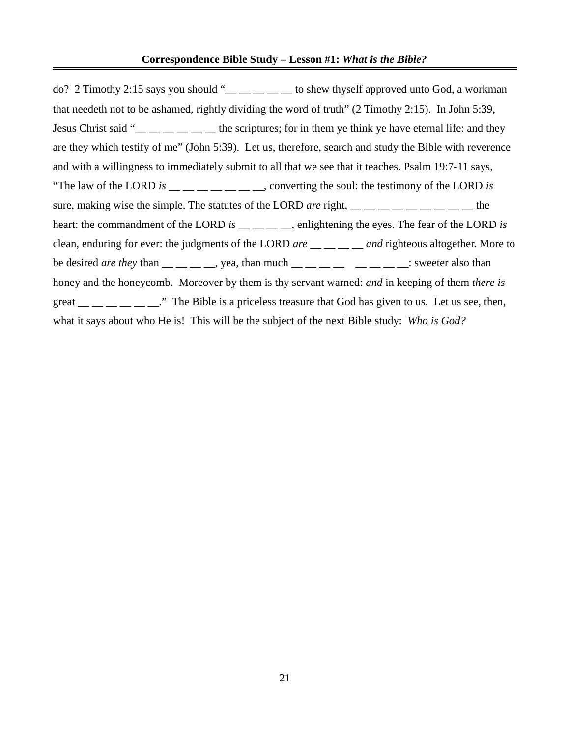do?  2 Timothy 2:15 says you should "__ __ __ __ __ to shew thyself approved unto God, a workman that needeth not to be ashamed, rightly dividing the word of truth" (2 Timothy 2:15).  In John 5:39, Jesus Christ said "__ __ __ __ __ __ the scriptures; for in them ye think ye have eternal life: and they are they which testify of me" (John 5:39).  Let us, therefore, search and study the Bible with reverence and with a willingness to immediately submit to all that we see that it teaches. Psalm 19:7-11 says, "The law of the LORD *is* __ __ __ __ __ __ __, converting the soul: the testimony of the LORD *is* sure, making wise the simple. The statutes of the LORD *are* right, __ __ __ __ __ __ __ __ __ the heart: the commandment of the LORD *is* __ __ __ __, enlightening the eyes. The fear of the LORD *is* clean, enduring for ever: the judgments of the LORD *are* __ __ __ __ *and* righteous altogether. More to be desired *are they* than __ __ __ __, yea, than much __ __ __ __   __ __ __ __: sweeter also than honey and the honeycomb.  Moreover by them is thy servant warned: *and* in keeping of them *there is* great __ __ __ __ __ __."  The Bible is a priceless treasure that God has given to us.  Let us see, then, what it says about who He is!  This will be the subject of the next Bible study:  *Who is God?*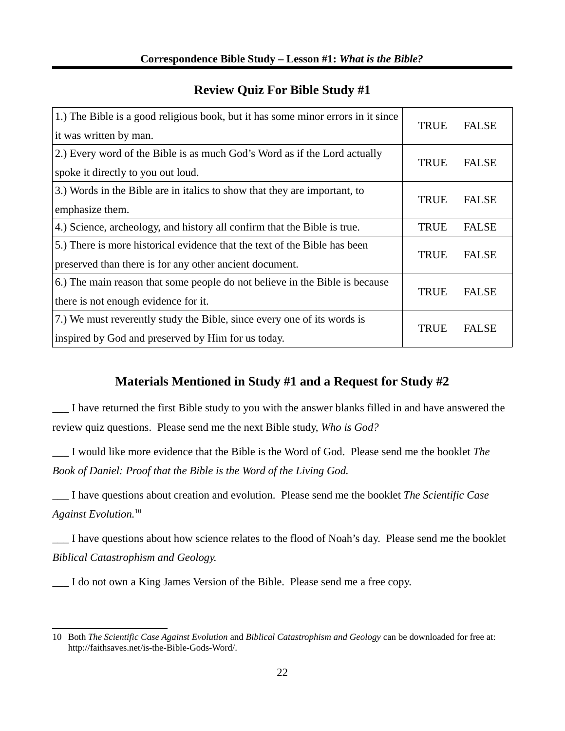## Review Quiz For Bible Study #1

| | |
|---|---|
| 1.) The Bible is a good religious book, but it has some minor errors in it since it was written by man. | TRUE FALSE |
| 2.) Every word of the Bible is as much God's Word as if the Lord actually spoke it directly to you out loud. | TRUE FALSE |
| 3.) Words in the Bible are in italics to show that they are important, to emphasize them. | TRUE FALSE |
| 4.) Science, archeology, and history all confirm that the Bible is true. | TRUE FALSE |
| 5.) There is more historical evidence that the text of the Bible has been preserved than there is for any other ancient document. | TRUE FALSE |
| 6.) The main reason that some people do not believe in the Bible is because there is not enough evidence for it. | TRUE FALSE |
| 7.) We must reverently study the Bible, since every one of its words is inspired by God and preserved by Him for us today. | TRUE FALSE |

## Materials Mentioned in Study #1 and a Request for Study #2

___ I have returned the first Bible study to you with the answer blanks filled in and have answered the review quiz questions. Please send me the next Bible study, *Who is God?*

___ I would like more evidence that the Bible is the Word of God. Please send me the booklet *The Book of Daniel: Proof that the Bible is the Word of the Living God.*

___ I have questions about creation and evolution. Please send me the booklet *The Scientific Case Against Evolution.*[10]

___ I have questions about how science relates to the flood of Noah's day. Please send me the booklet *Biblical Catastrophism and Geology.*

___ I do not own a King James Version of the Bible. Please send me a free copy.

---

10 Both *The Scientific Case Against Evolution* and *Biblical Catastrophism and Geology* can be downloaded for free at: http://faithsaves.net/is-the-Bible-Gods-Word/.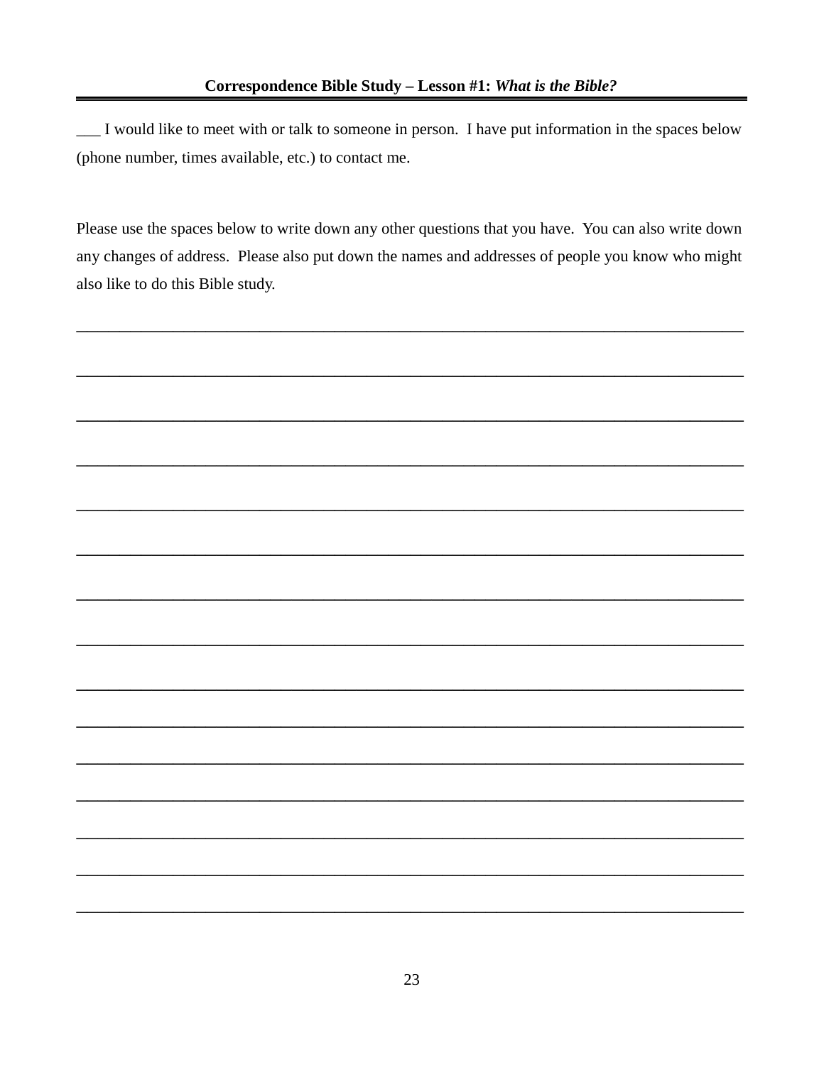___ I would like to meet with or talk to someone in person. I have put information in the spaces below (phone number, times available, etc.) to contact me.

Please use the spaces below to write down any other questions that you have. You can also write down any changes of address. Please also put down the names and addresses of people you know who might also like to do this Bible study.

______________________________________________________________________________

______________________________________________________________________________

______________________________________________________________________________

______________________________________________________________________________

______________________________________________________________________________

______________________________________________________________________________

______________________________________________________________________________

______________________________________________________________________________

______________________________________________________________________________

______________________________________________________________________________

______________________________________________________________________________

______________________________________________________________________________

______________________________________________________________________________

______________________________________________________________________________

______________________________________________________________________________